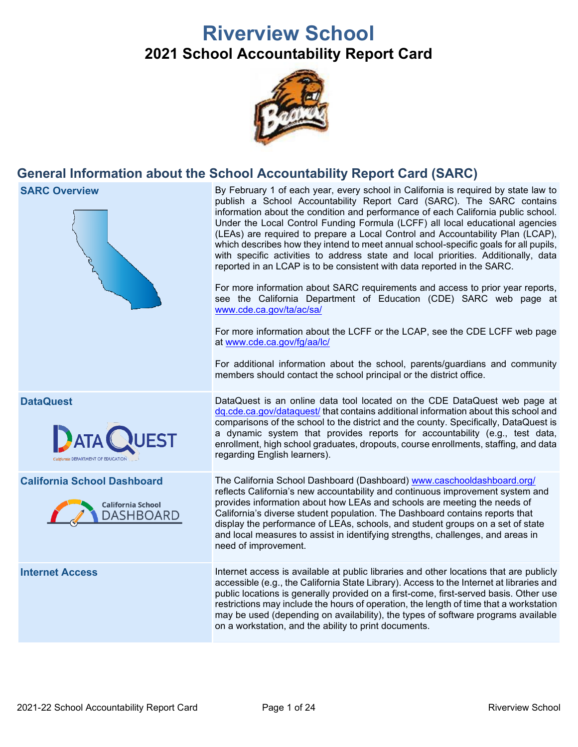# Riverview School

## 2021 School Accountability Report Card

## General Information about the School Accountability Report Card (SARC)

| | |
|---|---|
| **SARC Overview** | By February 1 of each year, every school in California is required by state law to publish a School Accountability Report Card (SARC). The SARC contains information about the condition and performance of each California public school. Under the Local Control Funding Formula (LCFF) all local educational agencies (LEAs) are required to prepare a Local Control and Accountability Plan (LCAP), which describes how they intend to meet annual school-specific goals for all pupils, with specific activities to address state and local priorities. Additionally, data reported in an LCAP is to be consistent with data reported in the SARC.<br><br>For more information about SARC requirements and access to prior year reports, see the California Department of Education (CDE) SARC web page at www.cde.ca.gov/ta/ac/sa/<br><br>For more information about the LCFF or the LCAP, see the CDE LCFF web page at www.cde.ca.gov/fg/aa/lc/<br><br>For additional information about the school, parents/guardians and community members should contact the school principal or the district office. |
| **DataQuest** | DataQuest is an online data tool located on the CDE DataQuest web page at dq.cde.ca.gov/dataquest/ that contains additional information about this school and comparisons of the school to the district and the county. Specifically, DataQuest is a dynamic system that provides reports for accountability (e.g., test data, enrollment, high school graduates, dropouts, course enrollments, staffing, and data regarding English learners). |
| **California School Dashboard** | The California School Dashboard (Dashboard) www.caschooldashboard.org/ reflects California's new accountability and continuous improvement system and provides information about how LEAs and schools are meeting the needs of California's diverse student population. The Dashboard contains reports that display the performance of LEAs, schools, and student groups on a set of state and local measures to assist in identifying strengths, challenges, and areas in need of improvement. |
| **Internet Access** | Internet access is available at public libraries and other locations that are publicly accessible (e.g., the California State Library). Access to the Internet at libraries and public locations is generally provided on a first-come, first-served basis. Other use restrictions may include the hours of operation, the length of time that a workstation may be used (depending on availability), the types of software programs available on a workstation, and the ability to print documents. |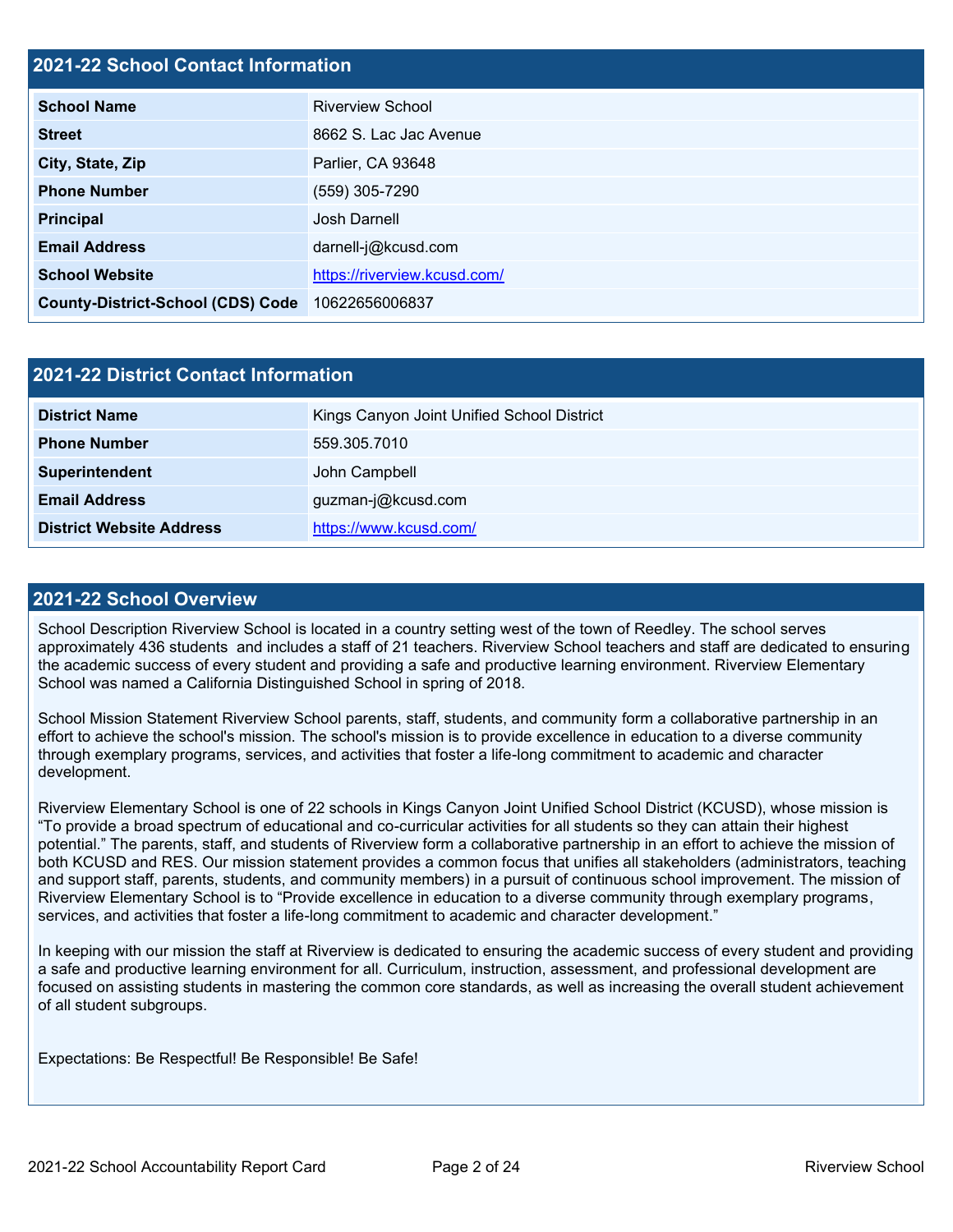## 2021-22 School Contact Information

| 2021-22 School Contact Information | |
|---|---|
| **School Name** | Riverview School |
| **Street** | 8662 S. Lac Jac Avenue |
| **City, State, Zip** | Parlier, CA 93648 |
| **Phone Number** | (559) 305-7290 |
| **Principal** | Josh Darnell |
| **Email Address** | darnell-j@kcusd.com |
| **School Website** | https://riverview.kcusd.com/ |
| **County-District-School (CDS) Code** | 10622656006837 |

## 2021-22 District Contact Information

| 2021-22 District Contact Information | |
|---|---|
| **District Name** | Kings Canyon Joint Unified School District |
| **Phone Number** | 559.305.7010 |
| **Superintendent** | John Campbell |
| **Email Address** | guzman-j@kcusd.com |
| **District Website Address** | https://www.kcusd.com/ |

## 2021-22 School Overview

School Description Riverview School is located in a country setting west of the town of Reedley. The school serves approximately 436 students and includes a staff of 21 teachers. Riverview School teachers and staff are dedicated to ensuring the academic success of every student and providing a safe and productive learning environment. Riverview Elementary School was named a California Distinguished School in spring of 2018.

School Mission Statement Riverview School parents, staff, students, and community form a collaborative partnership in an effort to achieve the school's mission. The school's mission is to provide excellence in education to a diverse community through exemplary programs, services, and activities that foster a life-long commitment to academic and character development.

Riverview Elementary School is one of 22 schools in Kings Canyon Joint Unified School District (KCUSD), whose mission is "To provide a broad spectrum of educational and co-curricular activities for all students so they can attain their highest potential." The parents, staff, and students of Riverview form a collaborative partnership in an effort to achieve the mission of both KCUSD and RES. Our mission statement provides a common focus that unifies all stakeholders (administrators, teaching and support staff, parents, students, and community members) in a pursuit of continuous school improvement. The mission of Riverview Elementary School is to "Provide excellence in education to a diverse community through exemplary programs, services, and activities that foster a life-long commitment to academic and character development."

In keeping with our mission the staff at Riverview is dedicated to ensuring the academic success of every student and providing a safe and productive learning environment for all. Curriculum, instruction, assessment, and professional development are focused on assisting students in mastering the common core standards, as well as increasing the overall student achievement of all student subgroups.

Expectations: Be Respectful! Be Responsible! Be Safe!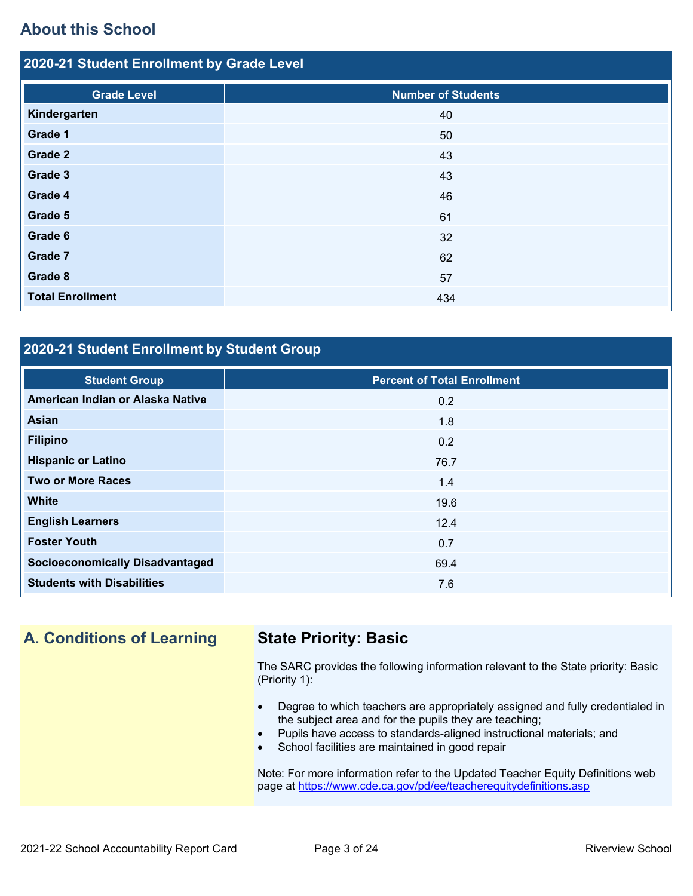## About this School

### 2020-21 Student Enrollment by Grade Level

| Grade Level | Number of Students |
|---|---|
| **Kindergarten** | 40 |
| **Grade 1** | 50 |
| **Grade 2** | 43 |
| **Grade 3** | 43 |
| **Grade 4** | 46 |
| **Grade 5** | 61 |
| **Grade 6** | 32 |
| **Grade 7** | 62 |
| **Grade 8** | 57 |
| **Total Enrollment** | 434 |

### 2020-21 Student Enrollment by Student Group

| Student Group | Percent of Total Enrollment |
|---|---|
| **American Indian or Alaska Native** | 0.2 |
| **Asian** | 1.8 |
| **Filipino** | 0.2 |
| **Hispanic or Latino** | 76.7 |
| **Two or More Races** | 1.4 |
| **White** | 19.6 |
| **English Learners** | 12.4 |
| **Foster Youth** | 0.7 |
| **Socioeconomically Disadvantaged** | 69.4 |
| **Students with Disabilities** | 7.6 |

## A. Conditions of Learning

### State Priority: Basic

The SARC provides the following information relevant to the State priority: Basic (Priority 1):

- Degree to which teachers are appropriately assigned and fully credentialed in the subject area and for the pupils they are teaching;
- Pupils have access to standards-aligned instructional materials; and
- School facilities are maintained in good repair

Note: For more information refer to the Updated Teacher Equity Definitions web page at https://www.cde.ca.gov/pd/ee/teacherequitydefinitions.asp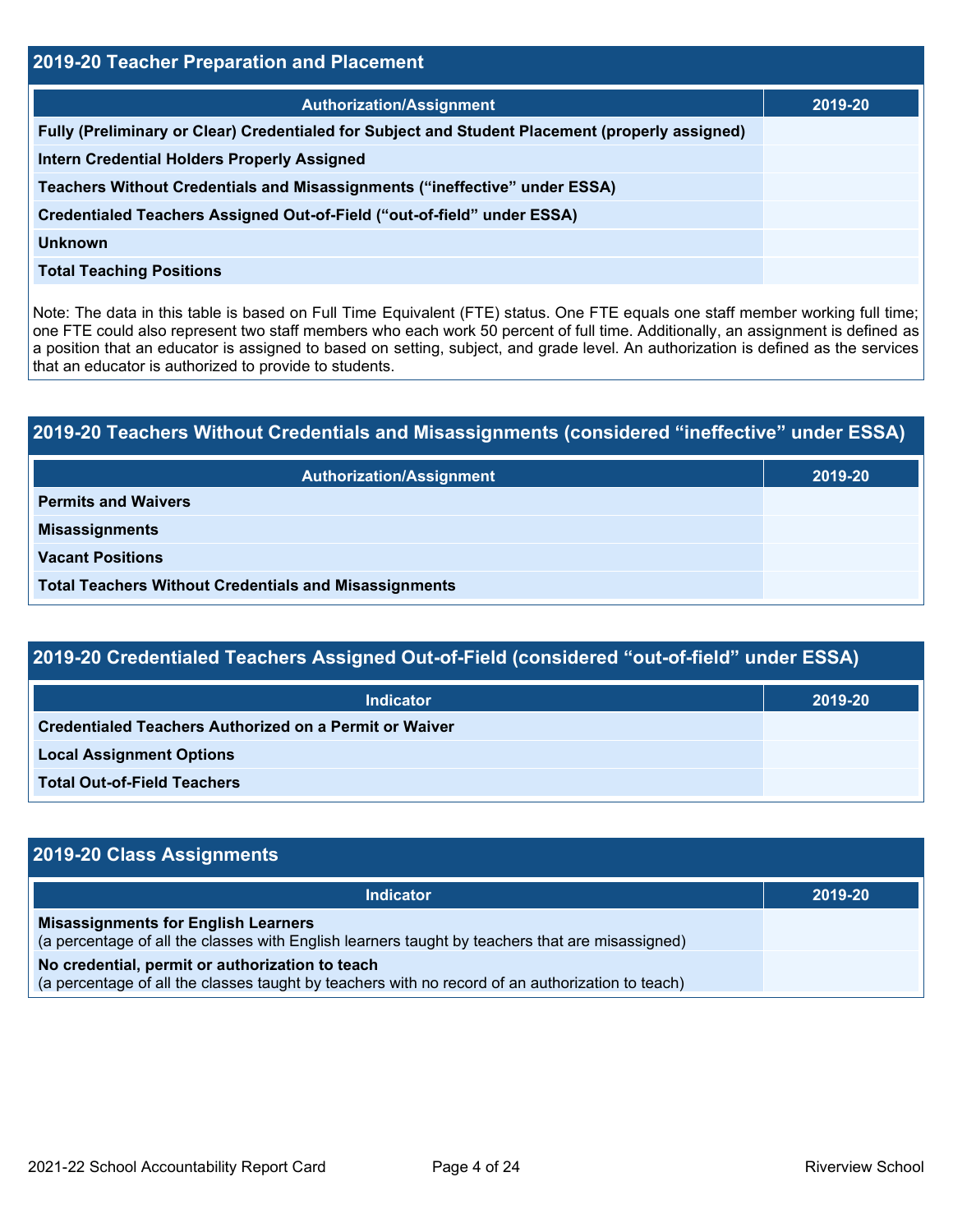## 2019-20 Teacher Preparation and Placement

| Authorization/Assignment | 2019-20 |
| --- | --- |
| Fully (Preliminary or Clear) Credentialed for Subject and Student Placement (properly assigned) | |
| Intern Credential Holders Properly Assigned | |
| Teachers Without Credentials and Misassignments ("ineffective" under ESSA) | |
| Credentialed Teachers Assigned Out-of-Field ("out-of-field" under ESSA) | |
| Unknown | |
| Total Teaching Positions | |

Note: The data in this table is based on Full Time Equivalent (FTE) status. One FTE equals one staff member working full time; one FTE could also represent two staff members who each work 50 percent of full time. Additionally, an assignment is defined as a position that an educator is assigned to based on setting, subject, and grade level. An authorization is defined as the services that an educator is authorized to provide to students.

## 2019-20 Teachers Without Credentials and Misassignments (considered "ineffective" under ESSA)

| Authorization/Assignment | 2019-20 |
| --- | --- |
| Permits and Waivers | |
| Misassignments | |
| Vacant Positions | |
| Total Teachers Without Credentials and Misassignments | |

## 2019-20 Credentialed Teachers Assigned Out-of-Field (considered "out-of-field" under ESSA)

| Indicator | 2019-20 |
| --- | --- |
| Credentialed Teachers Authorized on a Permit or Waiver | |
| Local Assignment Options | |
| Total Out-of-Field Teachers | |

## 2019-20 Class Assignments

| Indicator | 2019-20 |
| --- | --- |
| **Misassignments for English Learners** (a percentage of all the classes with English learners taught by teachers that are misassigned) | |
| **No credential, permit or authorization to teach** (a percentage of all the classes taught by teachers with no record of an authorization to teach) | |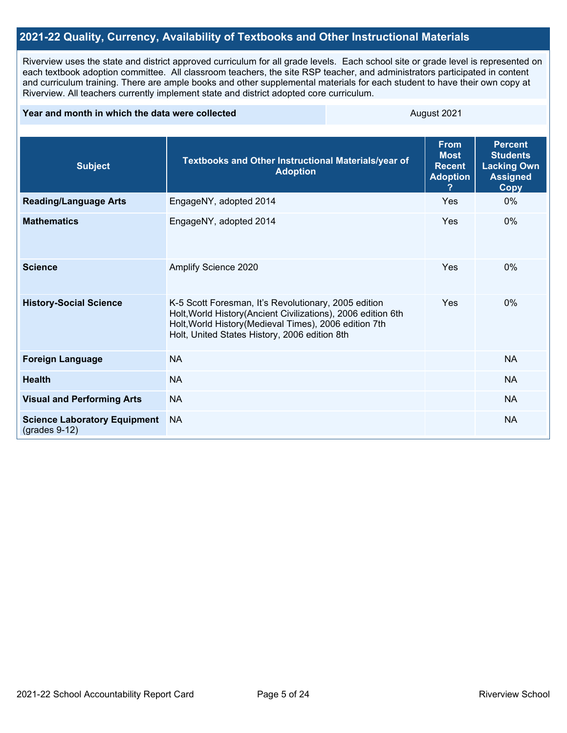## 2021-22 Quality, Currency, Availability of Textbooks and Other Instructional Materials

Riverview uses the state and district approved curriculum for all grade levels. Each school site or grade level is represented on each textbook adoption committee. All classroom teachers, the site RSP teacher, and administrators participated in content and curriculum training. There are ample books and other supplemental materials for each student to have their own copy at Riverview. All teachers currently implement state and district adopted core curriculum.

| Year and month in which the data were collected | August 2021 |
| --- | --- |

| Subject | Textbooks and Other Instructional Materials/year of Adoption | From Most Recent Adoption ? | Percent Students Lacking Own Assigned Copy |
| --- | --- | --- | --- |
| **Reading/Language Arts** | EngageNY, adopted 2014 | Yes | 0% |
| **Mathematics** | EngageNY, adopted 2014 | Yes | 0% |
| **Science** | Amplify Science 2020 | Yes | 0% |
| **History-Social Science** | K-5 Scott Foresman, It's Revolutionary, 2005 edition<br>Holt,World History(Ancient Civilizations), 2006 edition 6th<br>Holt,World History(Medieval Times), 2006 edition 7th<br>Holt, United States History, 2006 edition 8th | Yes | 0% |
| **Foreign Language** | NA | | NA |
| **Health** | NA | | NA |
| **Visual and Performing Arts** | NA | | NA |
| **Science Laboratory Equipment** (grades 9-12) | NA | | NA |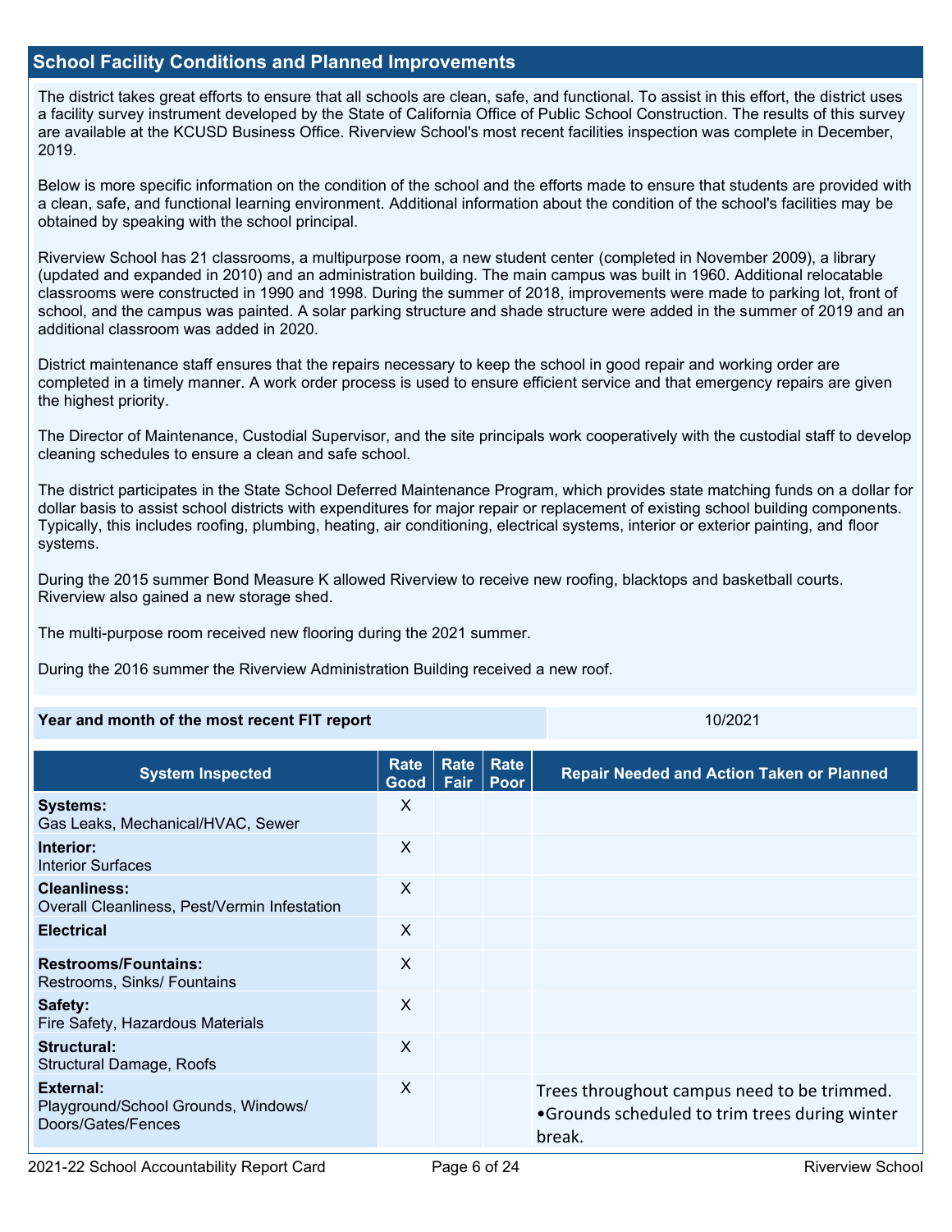## School Facility Conditions and Planned Improvements

The district takes great efforts to ensure that all schools are clean, safe, and functional. To assist in this effort, the district uses a facility survey instrument developed by the State of California Office of Public School Construction. The results of this survey are available at the KCUSD Business Office. Riverview School's most recent facilities inspection was complete in December, 2019.

Below is more specific information on the condition of the school and the efforts made to ensure that students are provided with a clean, safe, and functional learning environment. Additional information about the condition of the school's facilities may be obtained by speaking with the school principal.

Riverview School has 21 classrooms, a multipurpose room, a new student center (completed in November 2009), a library (updated and expanded in 2010) and an administration building. The main campus was built in 1960. Additional relocatable classrooms were constructed in 1990 and 1998. During the summer of 2018, improvements were made to parking lot, front of school, and the campus was painted. A solar parking structure and shade structure were added in the summer of 2019 and an additional classroom was added in 2020.

District maintenance staff ensures that the repairs necessary to keep the school in good repair and working order are completed in a timely manner. A work order process is used to ensure efficient service and that emergency repairs are given the highest priority.

The Director of Maintenance, Custodial Supervisor, and the site principals work cooperatively with the custodial staff to develop cleaning schedules to ensure a clean and safe school.

The district participates in the State School Deferred Maintenance Program, which provides state matching funds on a dollar for dollar basis to assist school districts with expenditures for major repair or replacement of existing school building components. Typically, this includes roofing, plumbing, heating, air conditioning, electrical systems, interior or exterior painting, and floor systems.

During the 2015 summer Bond Measure K allowed Riverview to receive new roofing, blacktops and basketball courts. Riverview also gained a new storage shed.

The multi-purpose room received new flooring during the 2021 summer.

During the 2016 summer the Riverview Administration Building received a new roof.

| Year and month of the most recent FIT report | 10/2021 |
|---|---|

| System Inspected | Rate Good | Rate Fair | Rate Poor | Repair Needed and Action Taken or Planned |
|---|---|---|---|---|
| **Systems:** Gas Leaks, Mechanical/HVAC, Sewer | X | | | |
| **Interior:** Interior Surfaces | X | | | |
| **Cleanliness:** Overall Cleanliness, Pest/Vermin Infestation | X | | | |
| **Electrical** | X | | | |
| **Restrooms/Fountains:** Restrooms, Sinks/ Fountains | X | | | |
| **Safety:** Fire Safety, Hazardous Materials | X | | | |
| **Structural:** Structural Damage, Roofs | X | | | |
| **External:** Playground/School Grounds, Windows/ Doors/Gates/Fences | X | | | Trees throughout campus need to be trimmed. •Grounds scheduled to trim trees during winter break. |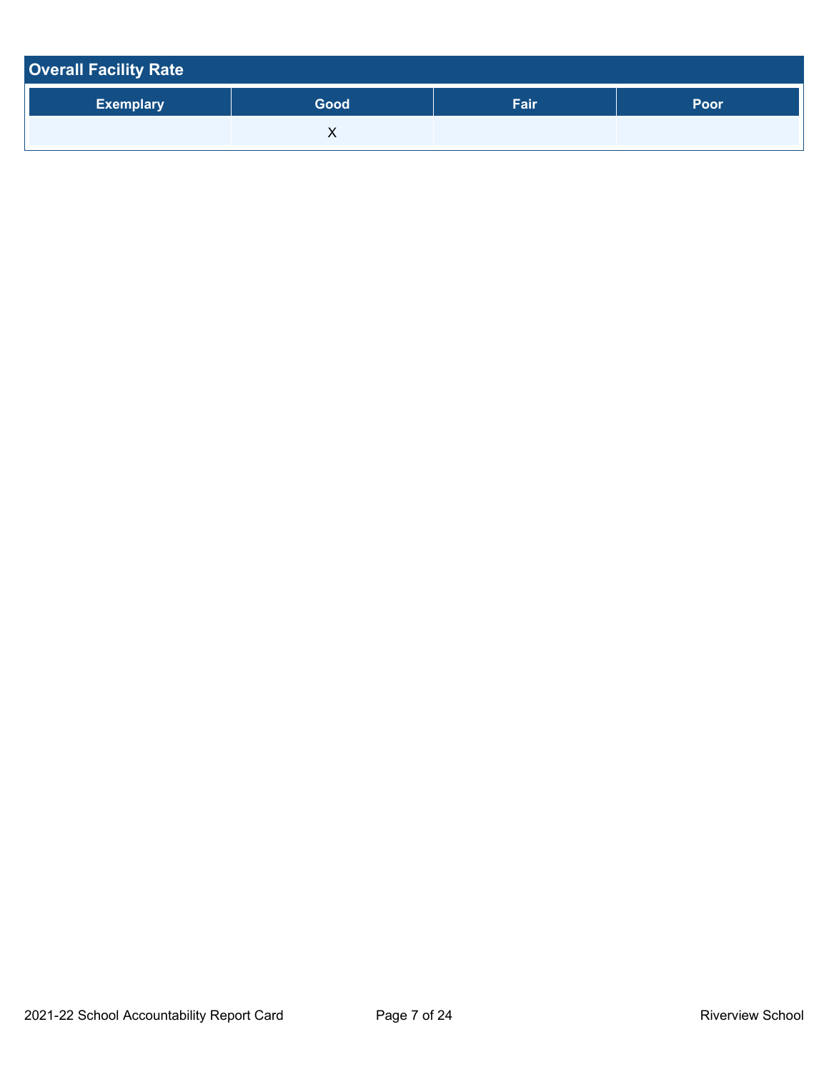## Overall Facility Rate

| Exemplary | Good | Fair | Poor |
|---|---|---|---|
| | X | | |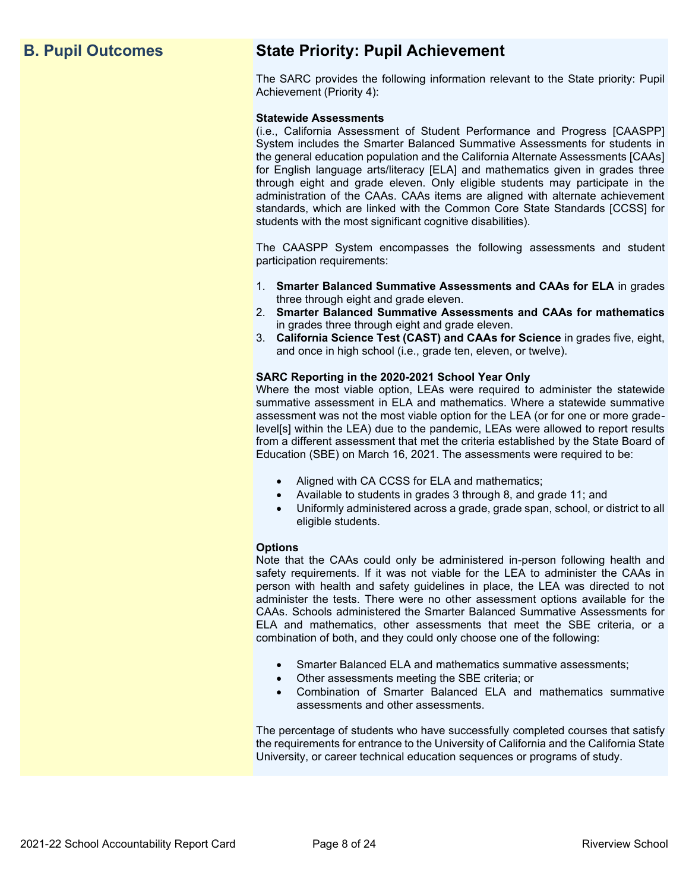## B. Pupil Outcomes

### State Priority: Pupil Achievement

The SARC provides the following information relevant to the State priority: Pupil Achievement (Priority 4):

**Statewide Assessments**
(i.e., California Assessment of Student Performance and Progress [CAASPP] System includes the Smarter Balanced Summative Assessments for students in the general education population and the California Alternate Assessments [CAAs] for English language arts/literacy [ELA] and mathematics given in grades three through eight and grade eleven. Only eligible students may participate in the administration of the CAAs. CAAs items are aligned with alternate achievement standards, which are linked with the Common Core State Standards [CCSS] for students with the most significant cognitive disabilities).

The CAASPP System encompasses the following assessments and student participation requirements:

1. **Smarter Balanced Summative Assessments and CAAs for ELA** in grades three through eight and grade eleven.
2. **Smarter Balanced Summative Assessments and CAAs for mathematics** in grades three through eight and grade eleven.
3. **California Science Test (CAST) and CAAs for Science** in grades five, eight, and once in high school (i.e., grade ten, eleven, or twelve).

**SARC Reporting in the 2020-2021 School Year Only**
Where the most viable option, LEAs were required to administer the statewide summative assessment in ELA and mathematics. Where a statewide summative assessment was not the most viable option for the LEA (or for one or more grade-level[s] within the LEA) due to the pandemic, LEAs were allowed to report results from a different assessment that met the criteria established by the State Board of Education (SBE) on March 16, 2021. The assessments were required to be:

- Aligned with CA CCSS for ELA and mathematics;
- Available to students in grades 3 through 8, and grade 11; and
- Uniformly administered across a grade, grade span, school, or district to all eligible students.

**Options**
Note that the CAAs could only be administered in-person following health and safety requirements. If it was not viable for the LEA to administer the CAAs in person with health and safety guidelines in place, the LEA was directed to not administer the tests. There were no other assessment options available for the CAAs. Schools administered the Smarter Balanced Summative Assessments for ELA and mathematics, other assessments that meet the SBE criteria, or a combination of both, and they could only choose one of the following:

- Smarter Balanced ELA and mathematics summative assessments;
- Other assessments meeting the SBE criteria; or
- Combination of Smarter Balanced ELA and mathematics summative assessments and other assessments.

The percentage of students who have successfully completed courses that satisfy the requirements for entrance to the University of California and the California State University, or career technical education sequences or programs of study.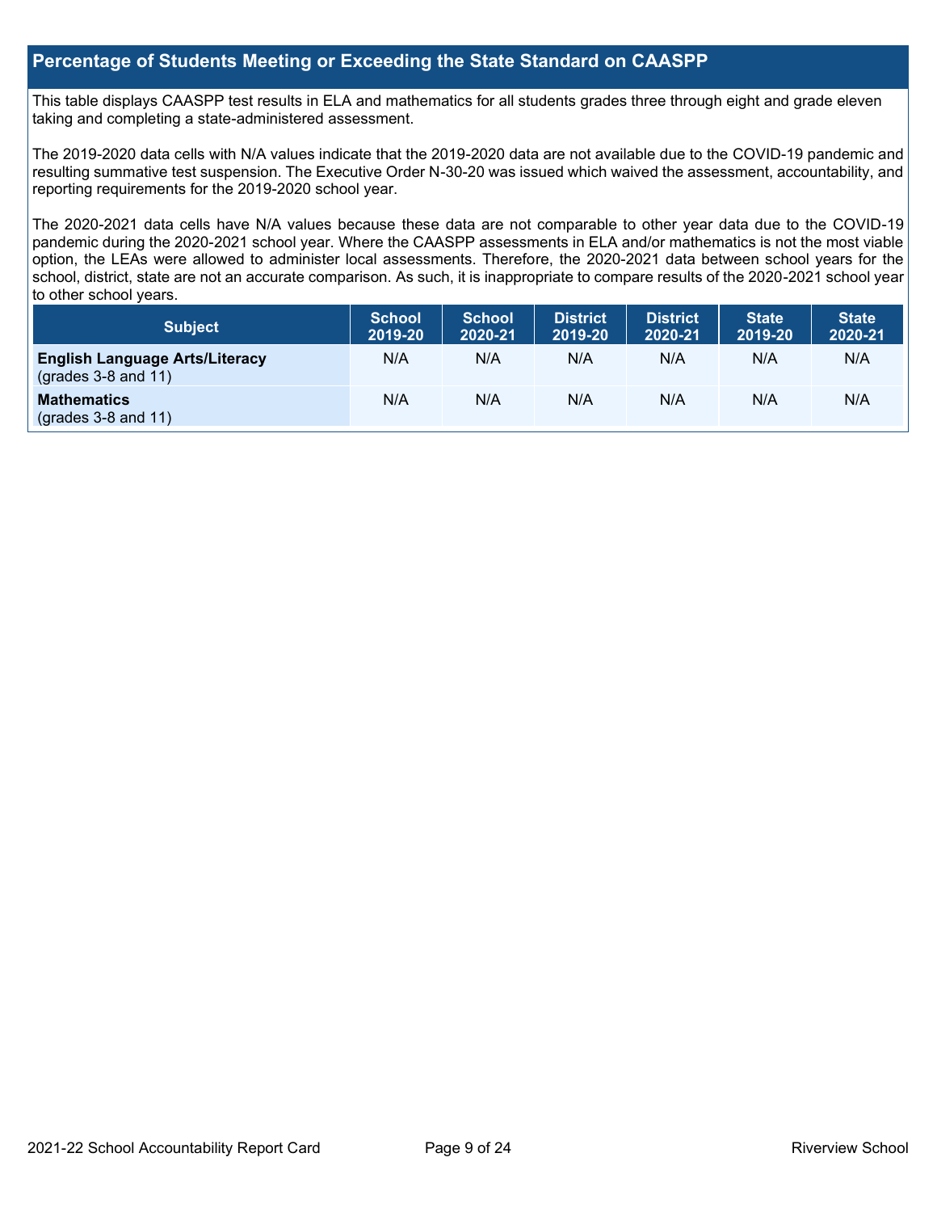## Percentage of Students Meeting or Exceeding the State Standard on CAASPP

This table displays CAASPP test results in ELA and mathematics for all students grades three through eight and grade eleven taking and completing a state-administered assessment.

The 2019-2020 data cells with N/A values indicate that the 2019-2020 data are not available due to the COVID-19 pandemic and resulting summative test suspension. The Executive Order N-30-20 was issued which waived the assessment, accountability, and reporting requirements for the 2019-2020 school year.

The 2020-2021 data cells have N/A values because these data are not comparable to other year data due to the COVID-19 pandemic during the 2020-2021 school year. Where the CAASPP assessments in ELA and/or mathematics is not the most viable option, the LEAs were allowed to administer local assessments. Therefore, the 2020-2021 data between school years for the school, district, state are not an accurate comparison. As such, it is inappropriate to compare results of the 2020-2021 school year to other school years.

| Subject | School 2019-20 | School 2020-21 | District 2019-20 | District 2020-21 | State 2019-20 | State 2020-21 |
|---|---|---|---|---|---|---|
| **English Language Arts/Literacy** (grades 3-8 and 11) | N/A | N/A | N/A | N/A | N/A | N/A |
| **Mathematics** (grades 3-8 and 11) | N/A | N/A | N/A | N/A | N/A | N/A |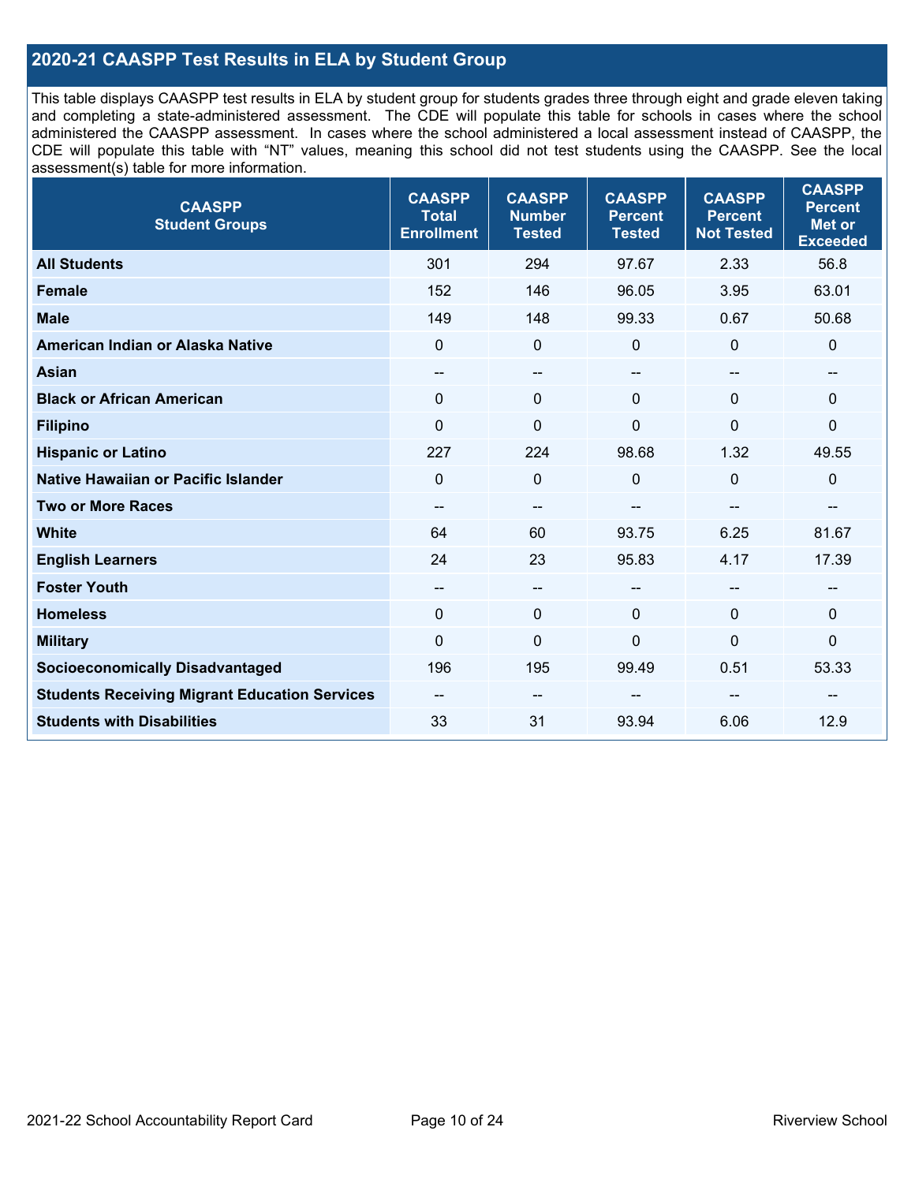## 2020-21 CAASPP Test Results in ELA by Student Group

This table displays CAASPP test results in ELA by student group for students grades three through eight and grade eleven taking and completing a state-administered assessment. The CDE will populate this table for schools in cases where the school administered the CAASPP assessment. In cases where the school administered a local assessment instead of CAASPP, the CDE will populate this table with "NT" values, meaning this school did not test students using the CAASPP. See the local assessment(s) table for more information.

| CAASPP Student Groups | CAASPP Total Enrollment | CAASPP Number Tested | CAASPP Percent Tested | CAASPP Percent Not Tested | CAASPP Percent Met or Exceeded |
|---|---|---|---|---|---|
| **All Students** | 301 | 294 | 97.67 | 2.33 | 56.8 |
| **Female** | 152 | 146 | 96.05 | 3.95 | 63.01 |
| **Male** | 149 | 148 | 99.33 | 0.67 | 50.68 |
| **American Indian or Alaska Native** | 0 | 0 | 0 | 0 | 0 |
| **Asian** | -- | -- | -- | -- | -- |
| **Black or African American** | 0 | 0 | 0 | 0 | 0 |
| **Filipino** | 0 | 0 | 0 | 0 | 0 |
| **Hispanic or Latino** | 227 | 224 | 98.68 | 1.32 | 49.55 |
| **Native Hawaiian or Pacific Islander** | 0 | 0 | 0 | 0 | 0 |
| **Two or More Races** | -- | -- | -- | -- | -- |
| **White** | 64 | 60 | 93.75 | 6.25 | 81.67 |
| **English Learners** | 24 | 23 | 95.83 | 4.17 | 17.39 |
| **Foster Youth** | -- | -- | -- | -- | -- |
| **Homeless** | 0 | 0 | 0 | 0 | 0 |
| **Military** | 0 | 0 | 0 | 0 | 0 |
| **Socioeconomically Disadvantaged** | 196 | 195 | 99.49 | 0.51 | 53.33 |
| **Students Receiving Migrant Education Services** | -- | -- | -- | -- | -- |
| **Students with Disabilities** | 33 | 31 | 93.94 | 6.06 | 12.9 |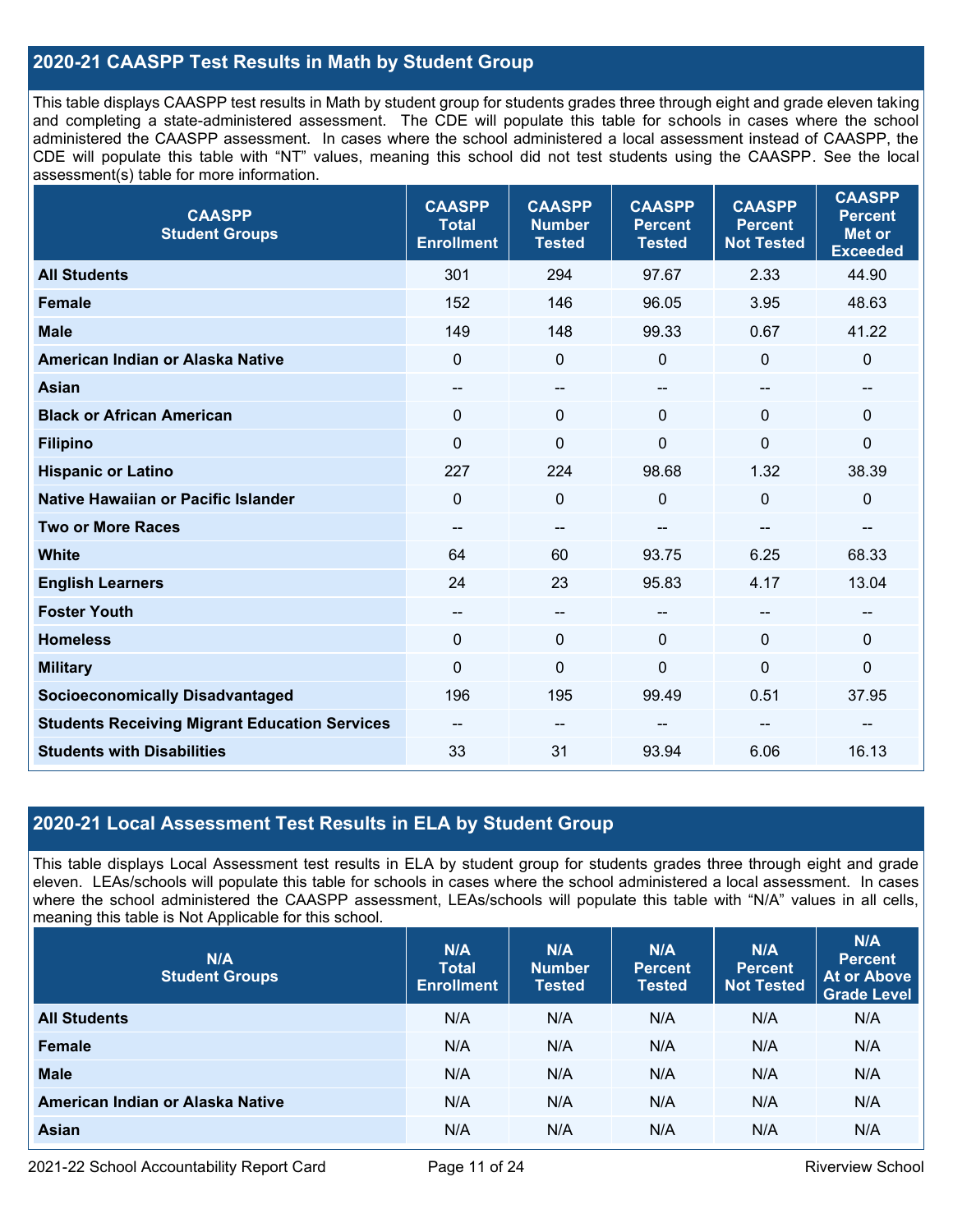## 2020-21 CAASPP Test Results in Math by Student Group

This table displays CAASPP test results in Math by student group for students grades three through eight and grade eleven taking and completing a state-administered assessment. The CDE will populate this table for schools in cases where the school administered the CAASPP assessment. In cases where the school administered a local assessment instead of CAASPP, the CDE will populate this table with "NT" values, meaning this school did not test students using the CAASPP. See the local assessment(s) table for more information.

| CAASPP Student Groups | CAASPP Total Enrollment | CAASPP Number Tested | CAASPP Percent Tested | CAASPP Percent Not Tested | CAASPP Percent Met or Exceeded |
|---|---|---|---|---|---|
| **All Students** | 301 | 294 | 97.67 | 2.33 | 44.90 |
| **Female** | 152 | 146 | 96.05 | 3.95 | 48.63 |
| **Male** | 149 | 148 | 99.33 | 0.67 | 41.22 |
| **American Indian or Alaska Native** | 0 | 0 | 0 | 0 | 0 |
| **Asian** | -- | -- | -- | -- | -- |
| **Black or African American** | 0 | 0 | 0 | 0 | 0 |
| **Filipino** | 0 | 0 | 0 | 0 | 0 |
| **Hispanic or Latino** | 227 | 224 | 98.68 | 1.32 | 38.39 |
| **Native Hawaiian or Pacific Islander** | 0 | 0 | 0 | 0 | 0 |
| **Two or More Races** | -- | -- | -- | -- | -- |
| **White** | 64 | 60 | 93.75 | 6.25 | 68.33 |
| **English Learners** | 24 | 23 | 95.83 | 4.17 | 13.04 |
| **Foster Youth** | -- | -- | -- | -- | -- |
| **Homeless** | 0 | 0 | 0 | 0 | 0 |
| **Military** | 0 | 0 | 0 | 0 | 0 |
| **Socioeconomically Disadvantaged** | 196 | 195 | 99.49 | 0.51 | 37.95 |
| **Students Receiving Migrant Education Services** | -- | -- | -- | -- | -- |
| **Students with Disabilities** | 33 | 31 | 93.94 | 6.06 | 16.13 |

## 2020-21 Local Assessment Test Results in ELA by Student Group

This table displays Local Assessment test results in ELA by student group for students grades three through eight and grade eleven. LEAs/schools will populate this table for schools in cases where the school administered a local assessment. In cases where the school administered the CAASPP assessment, LEAs/schools will populate this table with "N/A" values in all cells, meaning this table is Not Applicable for this school.

| N/A Student Groups | N/A Total Enrollment | N/A Number Tested | N/A Percent Tested | N/A Percent Not Tested | N/A Percent At or Above Grade Level |
|---|---|---|---|---|---|
| **All Students** | N/A | N/A | N/A | N/A | N/A |
| **Female** | N/A | N/A | N/A | N/A | N/A |
| **Male** | N/A | N/A | N/A | N/A | N/A |
| **American Indian or Alaska Native** | N/A | N/A | N/A | N/A | N/A |
| **Asian** | N/A | N/A | N/A | N/A | N/A |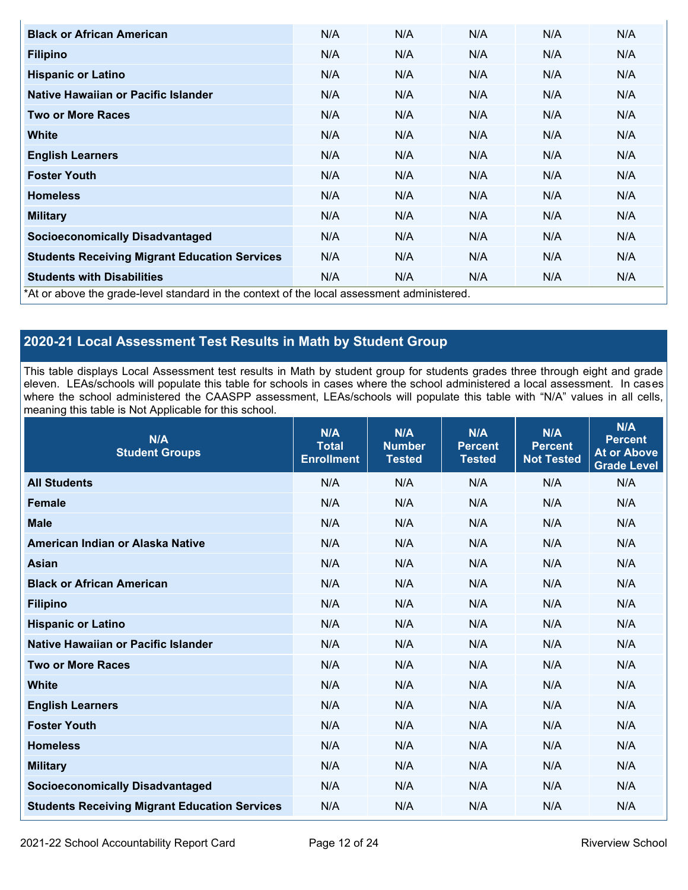| Black or African American | N/A | N/A | N/A | N/A | N/A |
|---|---|---|---|---|---|
| Filipino | N/A | N/A | N/A | N/A | N/A |
| Hispanic or Latino | N/A | N/A | N/A | N/A | N/A |
| Native Hawaiian or Pacific Islander | N/A | N/A | N/A | N/A | N/A |
| Two or More Races | N/A | N/A | N/A | N/A | N/A |
| White | N/A | N/A | N/A | N/A | N/A |
| English Learners | N/A | N/A | N/A | N/A | N/A |
| Foster Youth | N/A | N/A | N/A | N/A | N/A |
| Homeless | N/A | N/A | N/A | N/A | N/A |
| Military | N/A | N/A | N/A | N/A | N/A |
| Socioeconomically Disadvantaged | N/A | N/A | N/A | N/A | N/A |
| Students Receiving Migrant Education Services | N/A | N/A | N/A | N/A | N/A |
| Students with Disabilities | N/A | N/A | N/A | N/A | N/A |

*At or above the grade-level standard in the context of the local assessment administered.

## 2020-21 Local Assessment Test Results in Math by Student Group

This table displays Local Assessment test results in Math by student group for students grades three through eight and grade eleven. LEAs/schools will populate this table for schools in cases where the school administered a local assessment. In cases where the school administered the CAASPP assessment, LEAs/schools will populate this table with "N/A" values in all cells, meaning this table is Not Applicable for this school.

| N/A Student Groups | N/A Total Enrollment | N/A Number Tested | N/A Percent Tested | N/A Percent Not Tested | N/A Percent At or Above Grade Level |
|---|---|---|---|---|---|
| All Students | N/A | N/A | N/A | N/A | N/A |
| Female | N/A | N/A | N/A | N/A | N/A |
| Male | N/A | N/A | N/A | N/A | N/A |
| American Indian or Alaska Native | N/A | N/A | N/A | N/A | N/A |
| Asian | N/A | N/A | N/A | N/A | N/A |
| Black or African American | N/A | N/A | N/A | N/A | N/A |
| Filipino | N/A | N/A | N/A | N/A | N/A |
| Hispanic or Latino | N/A | N/A | N/A | N/A | N/A |
| Native Hawaiian or Pacific Islander | N/A | N/A | N/A | N/A | N/A |
| Two or More Races | N/A | N/A | N/A | N/A | N/A |
| White | N/A | N/A | N/A | N/A | N/A |
| English Learners | N/A | N/A | N/A | N/A | N/A |
| Foster Youth | N/A | N/A | N/A | N/A | N/A |
| Homeless | N/A | N/A | N/A | N/A | N/A |
| Military | N/A | N/A | N/A | N/A | N/A |
| Socioeconomically Disadvantaged | N/A | N/A | N/A | N/A | N/A |
| Students Receiving Migrant Education Services | N/A | N/A | N/A | N/A | N/A |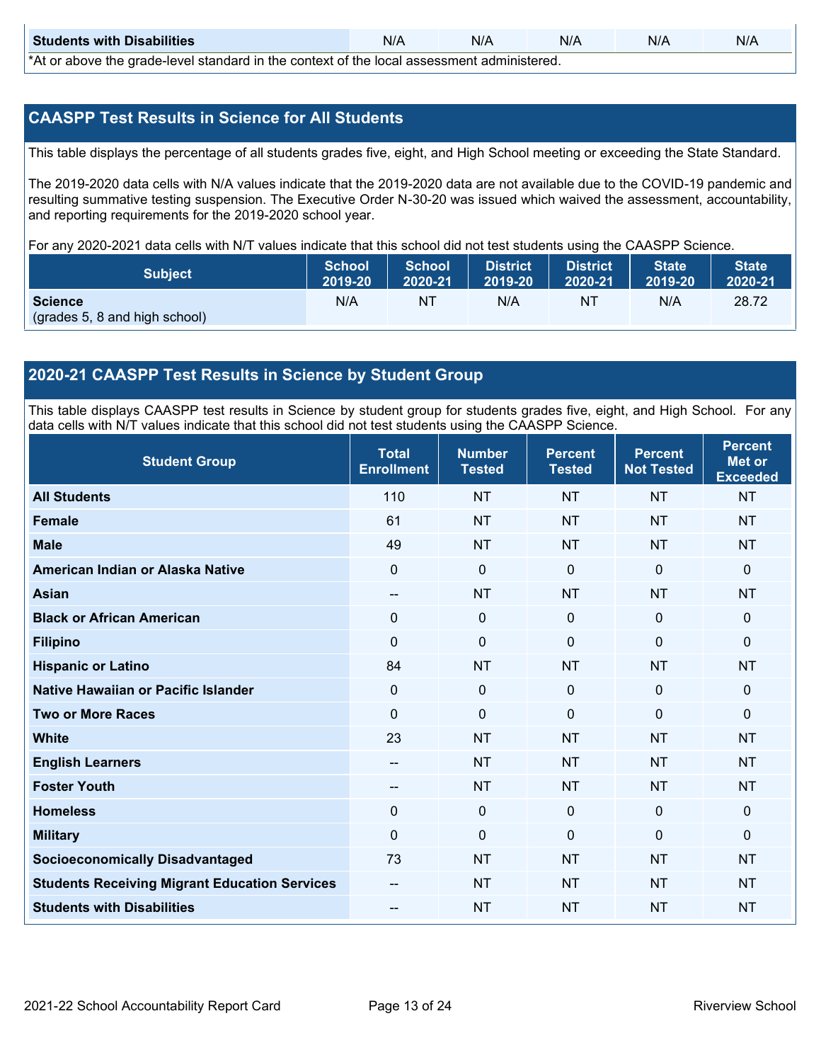| Students with Disabilities | N/A | N/A | N/A | N/A | N/A |
|---|---|---|---|---|---|

*At or above the grade-level standard in the context of the local assessment administered.

## CAASPP Test Results in Science for All Students

This table displays the percentage of all students grades five, eight, and High School meeting or exceeding the State Standard.

The 2019-2020 data cells with N/A values indicate that the 2019-2020 data are not available due to the COVID-19 pandemic and resulting summative testing suspension. The Executive Order N-30-20 was issued which waived the assessment, accountability, and reporting requirements for the 2019-2020 school year.

For any 2020-2021 data cells with N/T values indicate that this school did not test students using the CAASPP Science.

| Subject | School 2019-20 | School 2020-21 | District 2019-20 | District 2020-21 | State 2019-20 | State 2020-21 |
|---|---|---|---|---|---|---|
| **Science** (grades 5, 8 and high school) | N/A | NT | N/A | NT | N/A | 28.72 |

## 2020-21 CAASPP Test Results in Science by Student Group

This table displays CAASPP test results in Science by student group for students grades five, eight, and High School. For any data cells with N/T values indicate that this school did not test students using the CAASPP Science.

| Student Group | Total Enrollment | Number Tested | Percent Tested | Percent Not Tested | Percent Met or Exceeded |
|---|---|---|---|---|---|
| All Students | 110 | NT | NT | NT | NT |
| Female | 61 | NT | NT | NT | NT |
| Male | 49 | NT | NT | NT | NT |
| American Indian or Alaska Native | 0 | 0 | 0 | 0 | 0 |
| Asian | -- | NT | NT | NT | NT |
| Black or African American | 0 | 0 | 0 | 0 | 0 |
| Filipino | 0 | 0 | 0 | 0 | 0 |
| Hispanic or Latino | 84 | NT | NT | NT | NT |
| Native Hawaiian or Pacific Islander | 0 | 0 | 0 | 0 | 0 |
| Two or More Races | 0 | 0 | 0 | 0 | 0 |
| White | 23 | NT | NT | NT | NT |
| English Learners | -- | NT | NT | NT | NT |
| Foster Youth | -- | NT | NT | NT | NT |
| Homeless | 0 | 0 | 0 | 0 | 0 |
| Military | 0 | 0 | 0 | 0 | 0 |
| Socioeconomically Disadvantaged | 73 | NT | NT | NT | NT |
| Students Receiving Migrant Education Services | -- | NT | NT | NT | NT |
| Students with Disabilities | -- | NT | NT | NT | NT |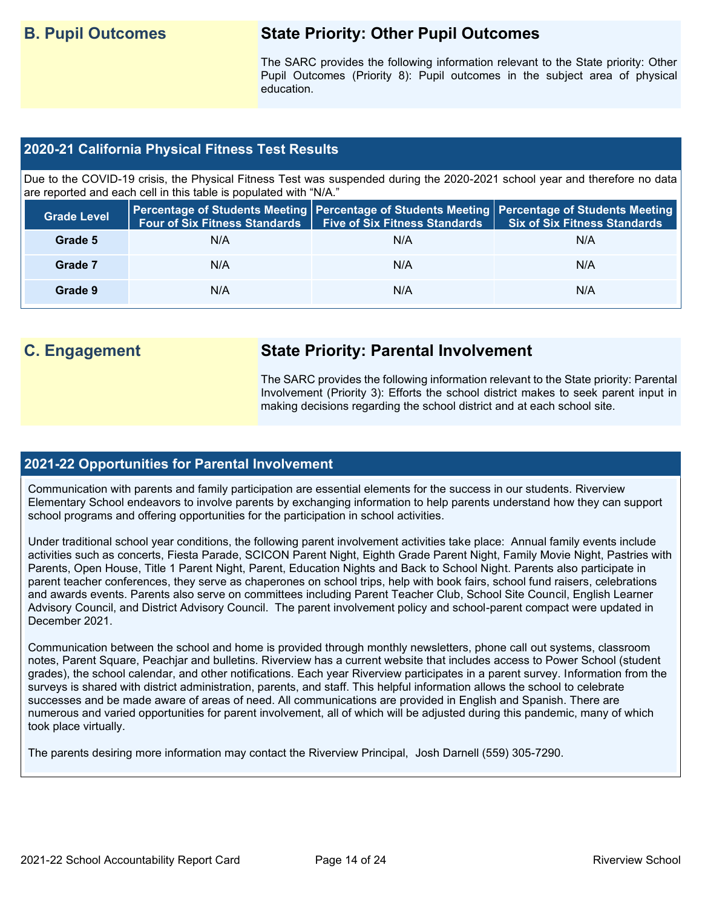## B. Pupil Outcomes

### State Priority: Other Pupil Outcomes

The SARC provides the following information relevant to the State priority: Other Pupil Outcomes (Priority 8): Pupil outcomes in the subject area of physical education.

### 2020-21 California Physical Fitness Test Results

Due to the COVID-19 crisis, the Physical Fitness Test was suspended during the 2020-2021 school year and therefore no data are reported and each cell in this table is populated with "N/A."

| Grade Level | Percentage of Students Meeting Four of Six Fitness Standards | Percentage of Students Meeting Five of Six Fitness Standards | Percentage of Students Meeting Six of Six Fitness Standards |
|---|---|---|---|
| Grade 5 | N/A | N/A | N/A |
| Grade 7 | N/A | N/A | N/A |
| Grade 9 | N/A | N/A | N/A |

## C. Engagement

### State Priority: Parental Involvement

The SARC provides the following information relevant to the State priority: Parental Involvement (Priority 3): Efforts the school district makes to seek parent input in making decisions regarding the school district and at each school site.

### 2021-22 Opportunities for Parental Involvement

Communication with parents and family participation are essential elements for the success in our students. Riverview Elementary School endeavors to involve parents by exchanging information to help parents understand how they can support school programs and offering opportunities for the participation in school activities.

Under traditional school year conditions, the following parent involvement activities take place: Annual family events include activities such as concerts, Fiesta Parade, SCICON Parent Night, Eighth Grade Parent Night, Family Movie Night, Pastries with Parents, Open House, Title 1 Parent Night, Parent, Education Nights and Back to School Night. Parents also participate in parent teacher conferences, they serve as chaperones on school trips, help with book fairs, school fund raisers, celebrations and awards events. Parents also serve on committees including Parent Teacher Club, School Site Council, English Learner Advisory Council, and District Advisory Council. The parent involvement policy and school-parent compact were updated in December 2021.

Communication between the school and home is provided through monthly newsletters, phone call out systems, classroom notes, Parent Square, Peachjar and bulletins. Riverview has a current website that includes access to Power School (student grades), the school calendar, and other notifications. Each year Riverview participates in a parent survey. Information from the surveys is shared with district administration, parents, and staff. This helpful information allows the school to celebrate successes and be made aware of areas of need. All communications are provided in English and Spanish. There are numerous and varied opportunities for parent involvement, all of which will be adjusted during this pandemic, many of which took place virtually.

The parents desiring more information may contact the Riverview Principal, Josh Darnell (559) 305-7290.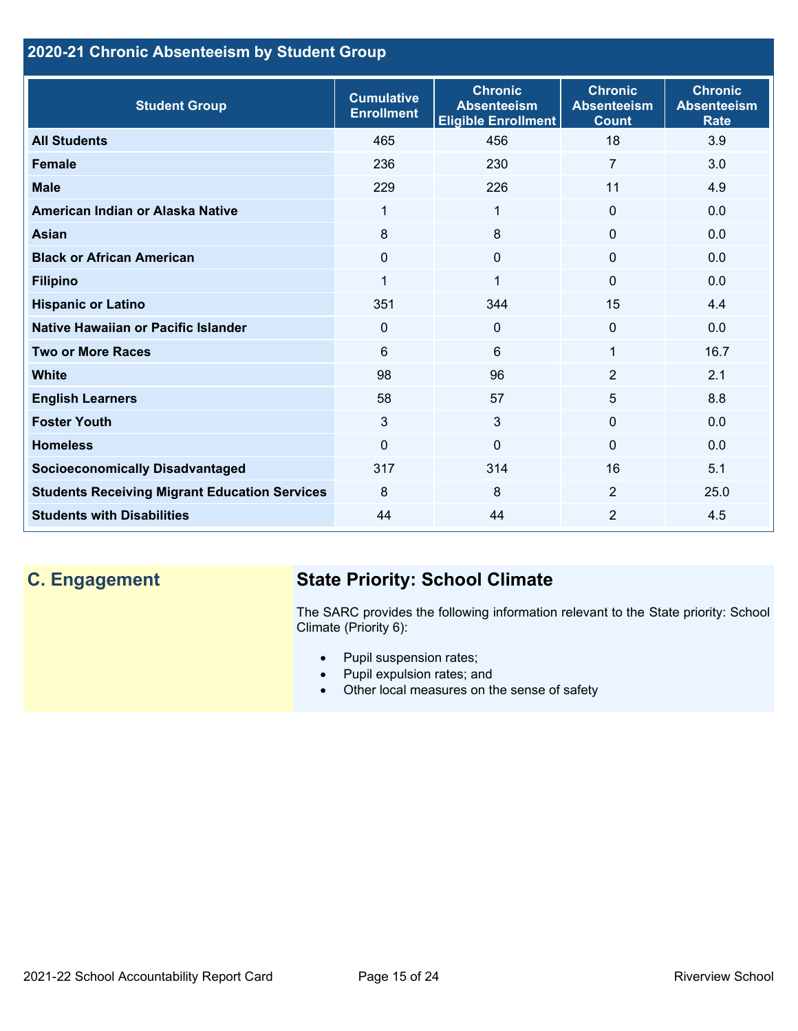## 2020-21 Chronic Absenteeism by Student Group

| Student Group | Cumulative Enrollment | Chronic Absenteeism Eligible Enrollment | Chronic Absenteeism Count | Chronic Absenteeism Rate |
|---|---|---|---|---|
| **All Students** | 465 | 456 | 18 | 3.9 |
| **Female** | 236 | 230 | 7 | 3.0 |
| **Male** | 229 | 226 | 11 | 4.9 |
| **American Indian or Alaska Native** | 1 | 1 | 0 | 0.0 |
| **Asian** | 8 | 8 | 0 | 0.0 |
| **Black or African American** | 0 | 0 | 0 | 0.0 |
| **Filipino** | 1 | 1 | 0 | 0.0 |
| **Hispanic or Latino** | 351 | 344 | 15 | 4.4 |
| **Native Hawaiian or Pacific Islander** | 0 | 0 | 0 | 0.0 |
| **Two or More Races** | 6 | 6 | 1 | 16.7 |
| **White** | 98 | 96 | 2 | 2.1 |
| **English Learners** | 58 | 57 | 5 | 8.8 |
| **Foster Youth** | 3 | 3 | 0 | 0.0 |
| **Homeless** | 0 | 0 | 0 | 0.0 |
| **Socioeconomically Disadvantaged** | 317 | 314 | 16 | 5.1 |
| **Students Receiving Migrant Education Services** | 8 | 8 | 2 | 25.0 |
| **Students with Disabilities** | 44 | 44 | 2 | 4.5 |

## C. Engagement

### State Priority: School Climate

The SARC provides the following information relevant to the State priority: School Climate (Priority 6):

- Pupil suspension rates;
- Pupil expulsion rates; and
- Other local measures on the sense of safety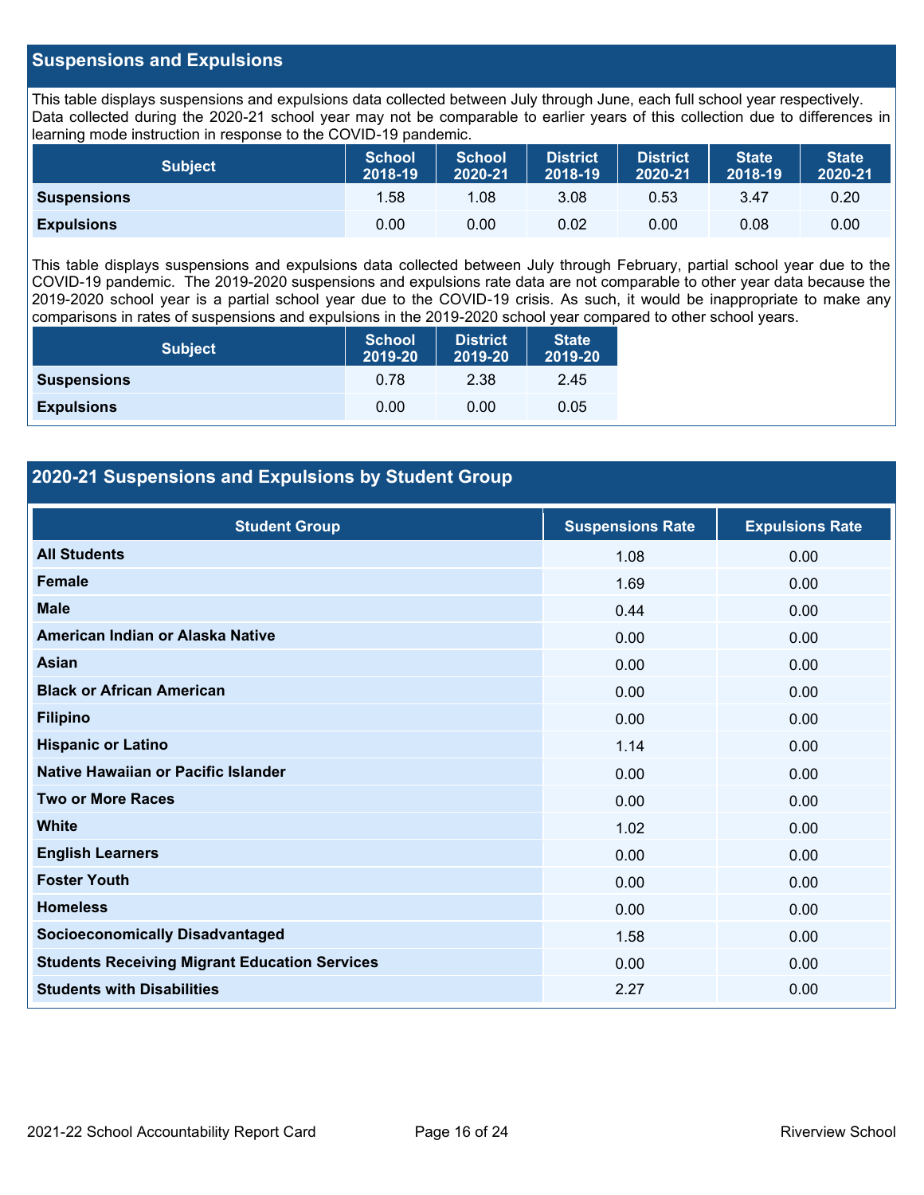## Suspensions and Expulsions

This table displays suspensions and expulsions data collected between July through June, each full school year respectively. Data collected during the 2020-21 school year may not be comparable to earlier years of this collection due to differences in learning mode instruction in response to the COVID-19 pandemic.

| Subject | School 2018-19 | School 2020-21 | District 2018-19 | District 2020-21 | State 2018-19 | State 2020-21 |
|---|---|---|---|---|---|---|
| **Suspensions** | 1.58 | 1.08 | 3.08 | 0.53 | 3.47 | 0.20 |
| **Expulsions** | 0.00 | 0.00 | 0.02 | 0.00 | 0.08 | 0.00 |

This table displays suspensions and expulsions data collected between July through February, partial school year due to the COVID-19 pandemic. The 2019-2020 suspensions and expulsions rate data are not comparable to other year data because the 2019-2020 school year is a partial school year due to the COVID-19 crisis. As such, it would be inappropriate to make any comparisons in rates of suspensions and expulsions in the 2019-2020 school year compared to other school years.

| Subject | School 2019-20 | District 2019-20 | State 2019-20 |
|---|---|---|---|
| **Suspensions** | 0.78 | 2.38 | 2.45 |
| **Expulsions** | 0.00 | 0.00 | 0.05 |

## 2020-21 Suspensions and Expulsions by Student Group

| Student Group | Suspensions Rate | Expulsions Rate |
|---|---|---|
| **All Students** | 1.08 | 0.00 |
| **Female** | 1.69 | 0.00 |
| **Male** | 0.44 | 0.00 |
| **American Indian or Alaska Native** | 0.00 | 0.00 |
| **Asian** | 0.00 | 0.00 |
| **Black or African American** | 0.00 | 0.00 |
| **Filipino** | 0.00 | 0.00 |
| **Hispanic or Latino** | 1.14 | 0.00 |
| **Native Hawaiian or Pacific Islander** | 0.00 | 0.00 |
| **Two or More Races** | 0.00 | 0.00 |
| **White** | 1.02 | 0.00 |
| **English Learners** | 0.00 | 0.00 |
| **Foster Youth** | 0.00 | 0.00 |
| **Homeless** | 0.00 | 0.00 |
| **Socioeconomically Disadvantaged** | 1.58 | 0.00 |
| **Students Receiving Migrant Education Services** | 0.00 | 0.00 |
| **Students with Disabilities** | 2.27 | 0.00 |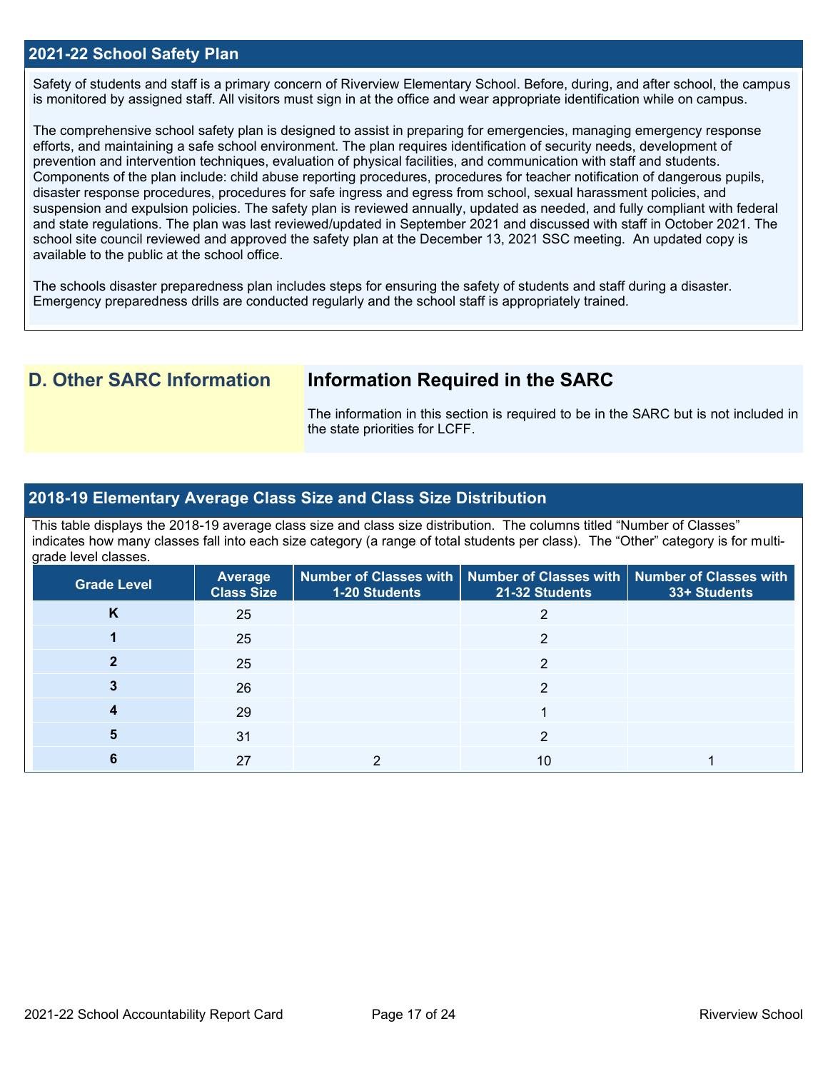## 2021-22 School Safety Plan

Safety of students and staff is a primary concern of Riverview Elementary School. Before, during, and after school, the campus is monitored by assigned staff. All visitors must sign in at the office and wear appropriate identification while on campus.

The comprehensive school safety plan is designed to assist in preparing for emergencies, managing emergency response efforts, and maintaining a safe school environment. The plan requires identification of security needs, development of prevention and intervention techniques, evaluation of physical facilities, and communication with staff and students. Components of the plan include: child abuse reporting procedures, procedures for teacher notification of dangerous pupils, disaster response procedures, procedures for safe ingress and egress from school, sexual harassment policies, and suspension and expulsion policies. The safety plan is reviewed annually, updated as needed, and fully compliant with federal and state regulations. The plan was last reviewed/updated in September 2021 and discussed with staff in October 2021. The school site council reviewed and approved the safety plan at the December 13, 2021 SSC meeting. An updated copy is available to the public at the school office.

The schools disaster preparedness plan includes steps for ensuring the safety of students and staff during a disaster. Emergency preparedness drills are conducted regularly and the school staff is appropriately trained.

## D. Other SARC Information

### Information Required in the SARC

The information in this section is required to be in the SARC but is not included in the state priorities for LCFF.

## 2018-19 Elementary Average Class Size and Class Size Distribution

This table displays the 2018-19 average class size and class size distribution. The columns titled "Number of Classes" indicates how many classes fall into each size category (a range of total students per class). The "Other" category is for multi-grade level classes.

| Grade Level | Average Class Size | Number of Classes with 1-20 Students | Number of Classes with 21-32 Students | Number of Classes with 33+ Students |
|---|---|---|---|---|
| K | 25 | | 2 | |
| 1 | 25 | | 2 | |
| 2 | 25 | | 2 | |
| 3 | 26 | | 2 | |
| 4 | 29 | | 1 | |
| 5 | 31 | | 2 | |
| 6 | 27 | 2 | 10 | 1 |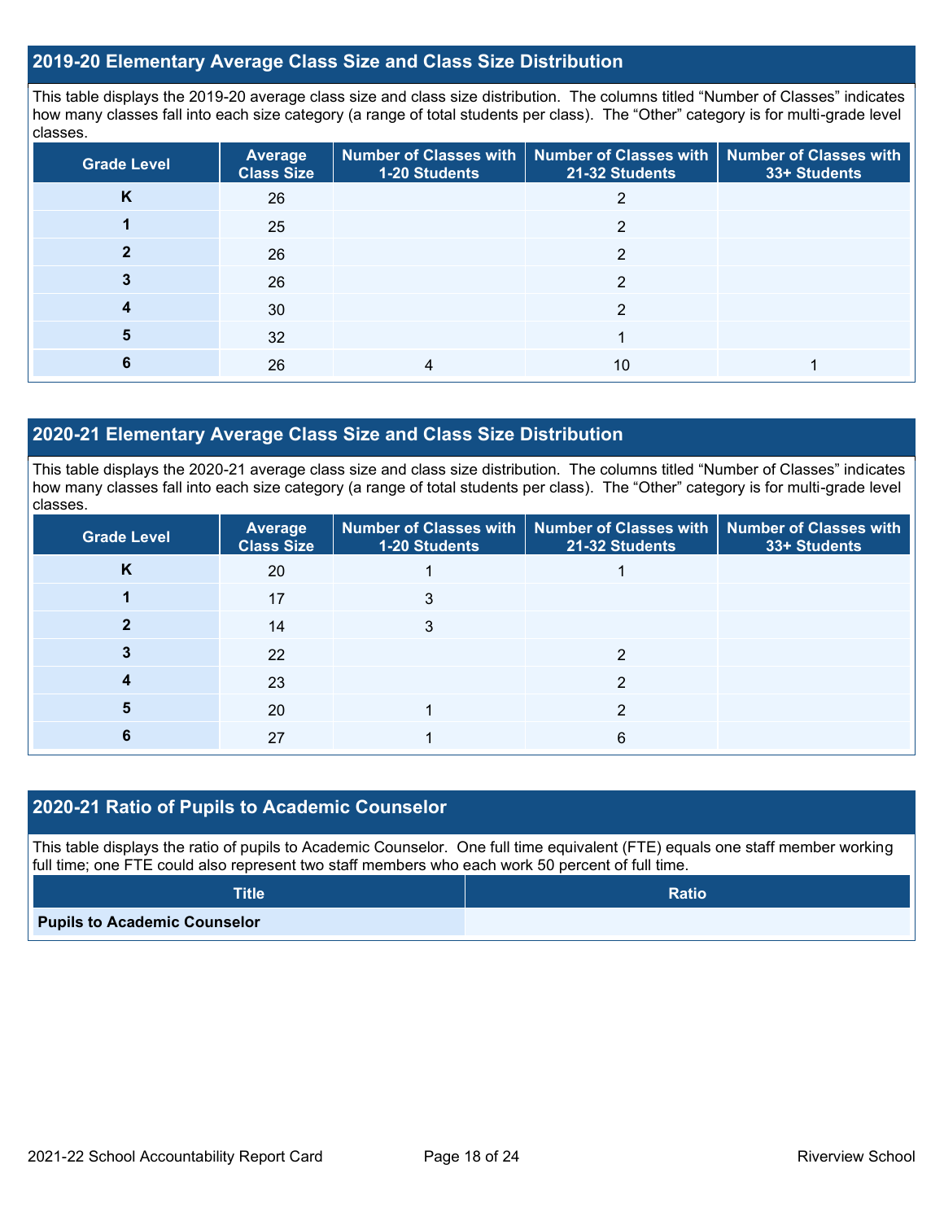## 2019-20 Elementary Average Class Size and Class Size Distribution

This table displays the 2019-20 average class size and class size distribution. The columns titled "Number of Classes" indicates how many classes fall into each size category (a range of total students per class). The "Other" category is for multi-grade level classes.

| Grade Level | Average Class Size | Number of Classes with 1-20 Students | Number of Classes with 21-32 Students | Number of Classes with 33+ Students |
|---|---|---|---|---|
| **K** | 26 | | 2 | |
| **1** | 25 | | 2 | |
| **2** | 26 | | 2 | |
| **3** | 26 | | 2 | |
| **4** | 30 | | 2 | |
| **5** | 32 | | 1 | |
| **6** | 26 | 4 | 10 | 1 |

## 2020-21 Elementary Average Class Size and Class Size Distribution

This table displays the 2020-21 average class size and class size distribution. The columns titled "Number of Classes" indicates how many classes fall into each size category (a range of total students per class). The "Other" category is for multi-grade level classes.

| Grade Level | Average Class Size | Number of Classes with 1-20 Students | Number of Classes with 21-32 Students | Number of Classes with 33+ Students |
|---|---|---|---|---|
| **K** | 20 | 1 | 1 | |
| **1** | 17 | 3 | | |
| **2** | 14 | 3 | | |
| **3** | 22 | | 2 | |
| **4** | 23 | | 2 | |
| **5** | 20 | 1 | 2 | |
| **6** | 27 | 1 | 6 | |

## 2020-21 Ratio of Pupils to Academic Counselor

This table displays the ratio of pupils to Academic Counselor. One full time equivalent (FTE) equals one staff member working full time; one FTE could also represent two staff members who each work 50 percent of full time.

| Title | Ratio |
|---|---|
| **Pupils to Academic Counselor** | |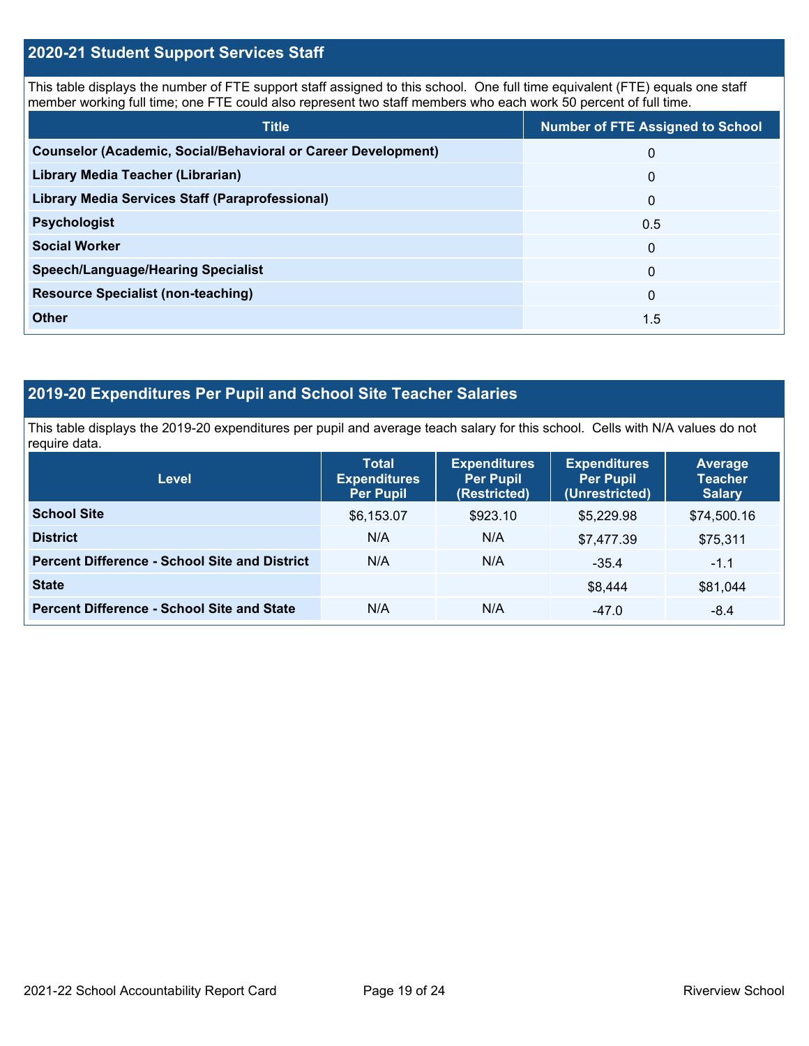## 2020-21 Student Support Services Staff

This table displays the number of FTE support staff assigned to this school. One full time equivalent (FTE) equals one staff member working full time; one FTE could also represent two staff members who each work 50 percent of full time.

| Title | Number of FTE Assigned to School |
|---|---|
| Counselor (Academic, Social/Behavioral or Career Development) | 0 |
| Library Media Teacher (Librarian) | 0 |
| Library Media Services Staff (Paraprofessional) | 0 |
| Psychologist | 0.5 |
| Social Worker | 0 |
| Speech/Language/Hearing Specialist | 0 |
| Resource Specialist (non-teaching) | 0 |
| Other | 1.5 |

## 2019-20 Expenditures Per Pupil and School Site Teacher Salaries

This table displays the 2019-20 expenditures per pupil and average teach salary for this school. Cells with N/A values do not require data.

| Level | Total Expenditures Per Pupil | Expenditures Per Pupil (Restricted) | Expenditures Per Pupil (Unrestricted) | Average Teacher Salary |
|---|---|---|---|---|
| School Site | $6,153.07 | $923.10 | $5,229.98 | $74,500.16 |
| District | N/A | N/A | $7,477.39 | $75,311 |
| Percent Difference - School Site and District | N/A | N/A | -35.4 | -1.1 |
| State | | | $8,444 | $81,044 |
| Percent Difference - School Site and State | N/A | N/A | -47.0 | -8.4 |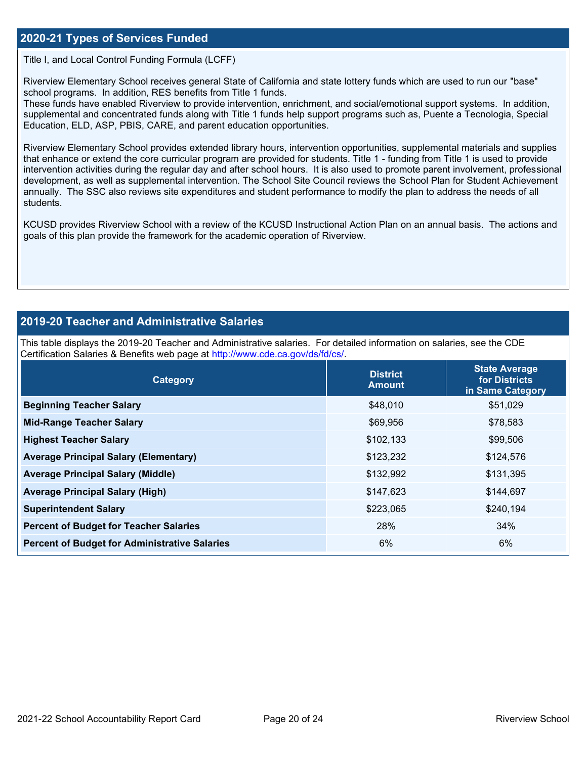## 2020-21 Types of Services Funded

Title I, and Local Control Funding Formula (LCFF)

Riverview Elementary School receives general State of California and state lottery funds which are used to run our "base" school programs. In addition, RES benefits from Title 1 funds.
These funds have enabled Riverview to provide intervention, enrichment, and social/emotional support systems. In addition, supplemental and concentrated funds along with Title 1 funds help support programs such as, Puente a Tecnologia, Special Education, ELD, ASP, PBIS, CARE, and parent education opportunities.

Riverview Elementary School provides extended library hours, intervention opportunities, supplemental materials and supplies that enhance or extend the core curricular program are provided for students. Title 1 - funding from Title 1 is used to provide intervention activities during the regular day and after school hours. It is also used to promote parent involvement, professional development, as well as supplemental intervention. The School Site Council reviews the School Plan for Student Achievement annually. The SSC also reviews site expenditures and student performance to modify the plan to address the needs of all students.

KCUSD provides Riverview School with a review of the KCUSD Instructional Action Plan on an annual basis. The actions and goals of this plan provide the framework for the academic operation of Riverview.

## 2019-20 Teacher and Administrative Salaries

This table displays the 2019-20 Teacher and Administrative salaries. For detailed information on salaries, see the CDE Certification Salaries & Benefits web page at http://www.cde.ca.gov/ds/fd/cs/.

| Category | District Amount | State Average for Districts in Same Category |
|---|---|---|
| **Beginning Teacher Salary** | $48,010 | $51,029 |
| **Mid-Range Teacher Salary** | $69,956 | $78,583 |
| **Highest Teacher Salary** | $102,133 | $99,506 |
| **Average Principal Salary (Elementary)** | $123,232 | $124,576 |
| **Average Principal Salary (Middle)** | $132,992 | $131,395 |
| **Average Principal Salary (High)** | $147,623 | $144,697 |
| **Superintendent Salary** | $223,065 | $240,194 |
| **Percent of Budget for Teacher Salaries** | 28% | 34% |
| **Percent of Budget for Administrative Salaries** | 6% | 6% |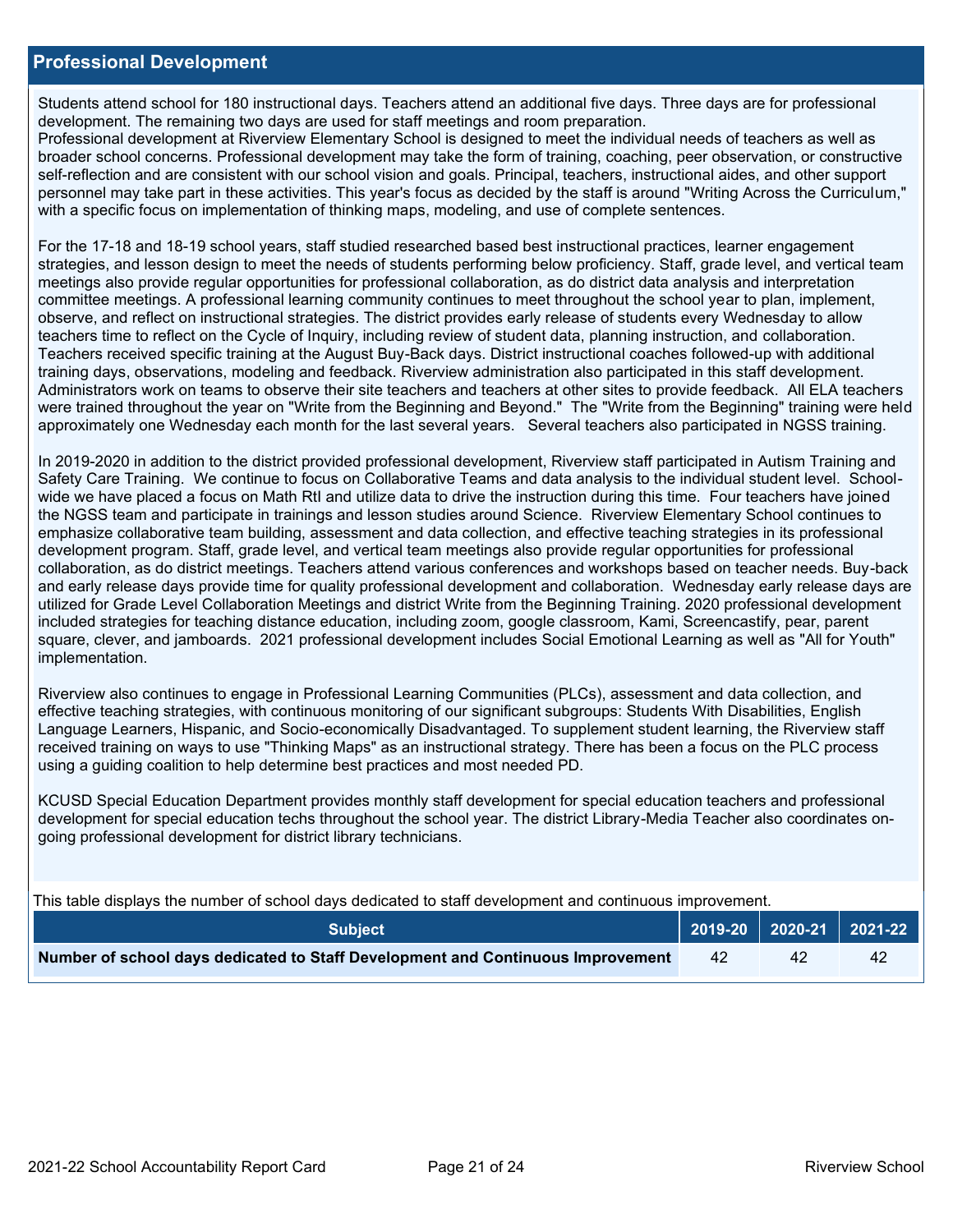## Professional Development

Students attend school for 180 instructional days. Teachers attend an additional five days. Three days are for professional development. The remaining two days are used for staff meetings and room preparation.
Professional development at Riverview Elementary School is designed to meet the individual needs of teachers as well as broader school concerns. Professional development may take the form of training, coaching, peer observation, or constructive self-reflection and are consistent with our school vision and goals. Principal, teachers, instructional aides, and other support personnel may take part in these activities. This year's focus as decided by the staff is around "Writing Across the Curriculum," with a specific focus on implementation of thinking maps, modeling, and use of complete sentences.

For the 17-18 and 18-19 school years, staff studied researched based best instructional practices, learner engagement strategies, and lesson design to meet the needs of students performing below proficiency. Staff, grade level, and vertical team meetings also provide regular opportunities for professional collaboration, as do district data analysis and interpretation committee meetings. A professional learning community continues to meet throughout the school year to plan, implement, observe, and reflect on instructional strategies. The district provides early release of students every Wednesday to allow teachers time to reflect on the Cycle of Inquiry, including review of student data, planning instruction, and collaboration. Teachers received specific training at the August Buy-Back days. District instructional coaches followed-up with additional training days, observations, modeling and feedback. Riverview administration also participated in this staff development. Administrators work on teams to observe their site teachers and teachers at other sites to provide feedback. All ELA teachers were trained throughout the year on "Write from the Beginning and Beyond." The "Write from the Beginning" training were held approximately one Wednesday each month for the last several years. Several teachers also participated in NGSS training.

In 2019-2020 in addition to the district provided professional development, Riverview staff participated in Autism Training and Safety Care Training. We continue to focus on Collaborative Teams and data analysis to the individual student level. School-wide we have placed a focus on Math RtI and utilize data to drive the instruction during this time. Four teachers have joined the NGSS team and participate in trainings and lesson studies around Science. Riverview Elementary School continues to emphasize collaborative team building, assessment and data collection, and effective teaching strategies in its professional development program. Staff, grade level, and vertical team meetings also provide regular opportunities for professional collaboration, as do district meetings. Teachers attend various conferences and workshops based on teacher needs. Buy-back and early release days provide time for quality professional development and collaboration. Wednesday early release days are utilized for Grade Level Collaboration Meetings and district Write from the Beginning Training. 2020 professional development included strategies for teaching distance education, including zoom, google classroom, Kami, Screencastify, pear, parent square, clever, and jamboards. 2021 professional development includes Social Emotional Learning as well as "All for Youth" implementation.

Riverview also continues to engage in Professional Learning Communities (PLCs), assessment and data collection, and effective teaching strategies, with continuous monitoring of our significant subgroups: Students With Disabilities, English Language Learners, Hispanic, and Socio-economically Disadvantaged. To supplement student learning, the Riverview staff received training on ways to use "Thinking Maps" as an instructional strategy. There has been a focus on the PLC process using a guiding coalition to help determine best practices and most needed PD.

KCUSD Special Education Department provides monthly staff development for special education teachers and professional development for special education techs throughout the school year. The district Library-Media Teacher also coordinates on-going professional development for district library technicians.

This table displays the number of school days dedicated to staff development and continuous improvement.

| Subject | 2019-20 | 2020-21 | 2021-22 |
|---|---|---|---|
| **Number of school days dedicated to Staff Development and Continuous Improvement** | 42 | 42 | 42 |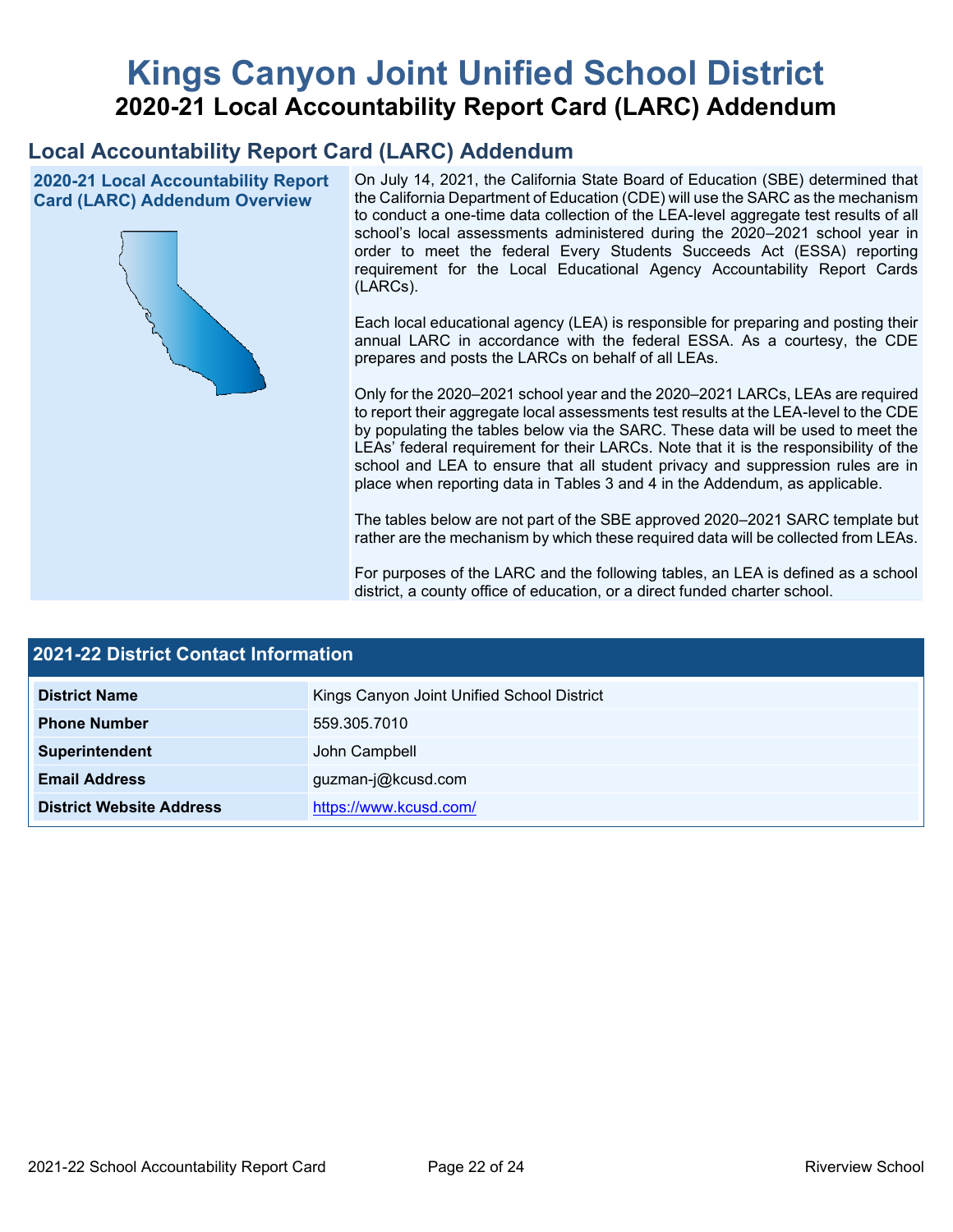# Kings Canyon Joint Unified School District

## 2020-21 Local Accountability Report Card (LARC) Addendum

## Local Accountability Report Card (LARC) Addendum

### 2020-21 Local Accountability Report Card (LARC) Addendum Overview

On July 14, 2021, the California State Board of Education (SBE) determined that the California Department of Education (CDE) will use the SARC as the mechanism to conduct a one-time data collection of the LEA-level aggregate test results of all school's local assessments administered during the 2020–2021 school year in order to meet the federal Every Students Succeeds Act (ESSA) reporting requirement for the Local Educational Agency Accountability Report Cards (LARCs).

Each local educational agency (LEA) is responsible for preparing and posting their annual LARC in accordance with the federal ESSA. As a courtesy, the CDE prepares and posts the LARCs on behalf of all LEAs.

Only for the 2020–2021 school year and the 2020–2021 LARCs, LEAs are required to report their aggregate local assessments test results at the LEA-level to the CDE by populating the tables below via the SARC. These data will be used to meet the LEAs' federal requirement for their LARCs. Note that it is the responsibility of the school and LEA to ensure that all student privacy and suppression rules are in place when reporting data in Tables 3 and 4 in the Addendum, as applicable.

The tables below are not part of the SBE approved 2020–2021 SARC template but rather are the mechanism by which these required data will be collected from LEAs.

For purposes of the LARC and the following tables, an LEA is defined as a school district, a county office of education, or a direct funded charter school.

## 2021-22 District Contact Information

| 2021-22 District Contact Information | |
|---|---|
| **District Name** | Kings Canyon Joint Unified School District |
| **Phone Number** | 559.305.7010 |
| **Superintendent** | John Campbell |
| **Email Address** | guzman-j@kcusd.com |
| **District Website Address** | https://www.kcusd.com/ |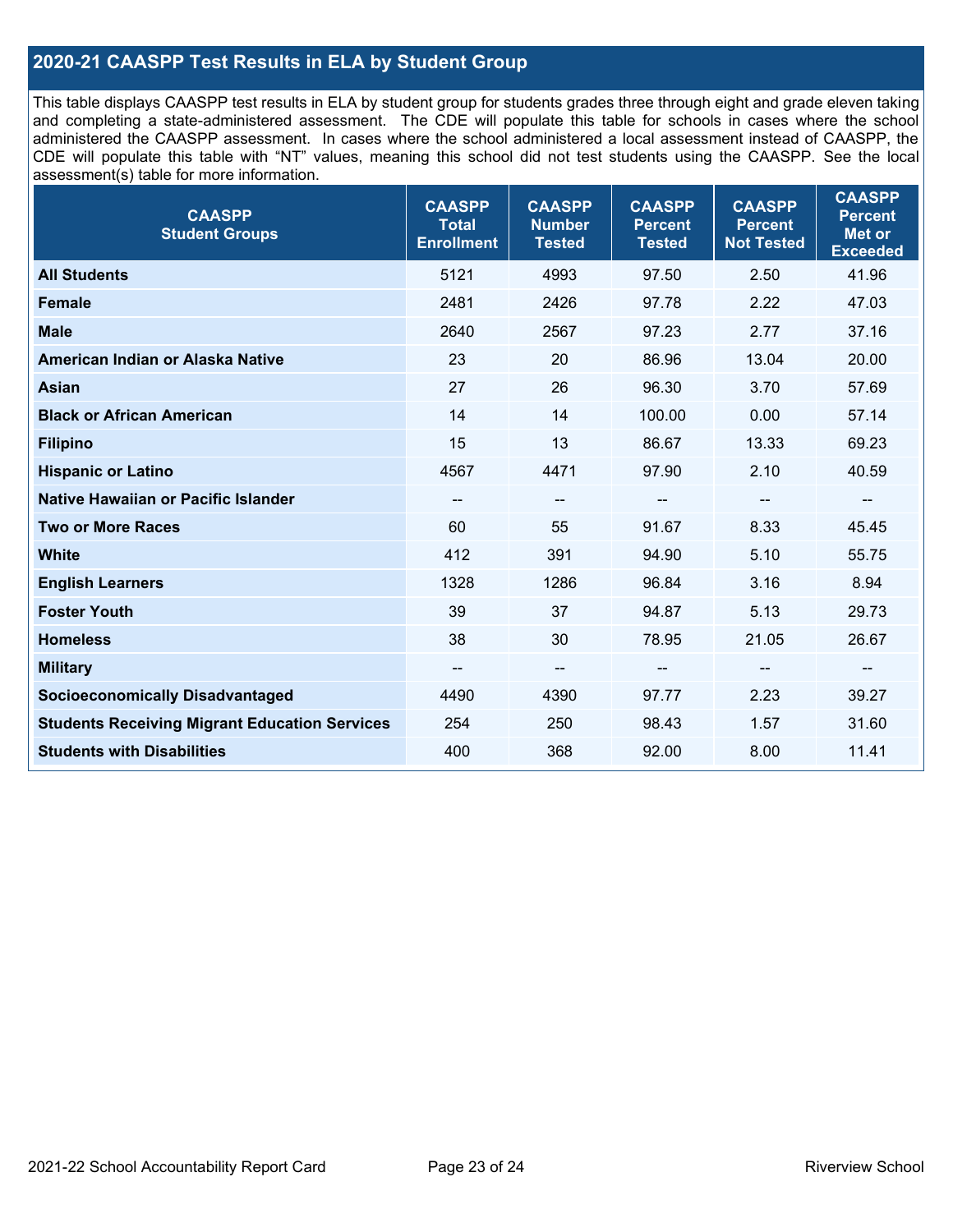## 2020-21 CAASPP Test Results in ELA by Student Group

This table displays CAASPP test results in ELA by student group for students grades three through eight and grade eleven taking and completing a state-administered assessment. The CDE will populate this table for schools in cases where the school administered the CAASPP assessment. In cases where the school administered a local assessment instead of CAASPP, the CDE will populate this table with "NT" values, meaning this school did not test students using the CAASPP. See the local assessment(s) table for more information.

| CAASPP Student Groups | CAASPP Total Enrollment | CAASPP Number Tested | CAASPP Percent Tested | CAASPP Percent Not Tested | CAASPP Percent Met or Exceeded |
|---|---|---|---|---|---|
| **All Students** | 5121 | 4993 | 97.50 | 2.50 | 41.96 |
| **Female** | 2481 | 2426 | 97.78 | 2.22 | 47.03 |
| **Male** | 2640 | 2567 | 97.23 | 2.77 | 37.16 |
| **American Indian or Alaska Native** | 23 | 20 | 86.96 | 13.04 | 20.00 |
| **Asian** | 27 | 26 | 96.30 | 3.70 | 57.69 |
| **Black or African American** | 14 | 14 | 100.00 | 0.00 | 57.14 |
| **Filipino** | 15 | 13 | 86.67 | 13.33 | 69.23 |
| **Hispanic or Latino** | 4567 | 4471 | 97.90 | 2.10 | 40.59 |
| **Native Hawaiian or Pacific Islander** | -- | -- | -- | -- | -- |
| **Two or More Races** | 60 | 55 | 91.67 | 8.33 | 45.45 |
| **White** | 412 | 391 | 94.90 | 5.10 | 55.75 |
| **English Learners** | 1328 | 1286 | 96.84 | 3.16 | 8.94 |
| **Foster Youth** | 39 | 37 | 94.87 | 5.13 | 29.73 |
| **Homeless** | 38 | 30 | 78.95 | 21.05 | 26.67 |
| **Military** | -- | -- | -- | -- | -- |
| **Socioeconomically Disadvantaged** | 4490 | 4390 | 97.77 | 2.23 | 39.27 |
| **Students Receiving Migrant Education Services** | 254 | 250 | 98.43 | 1.57 | 31.60 |
| **Students with Disabilities** | 400 | 368 | 92.00 | 8.00 | 11.41 |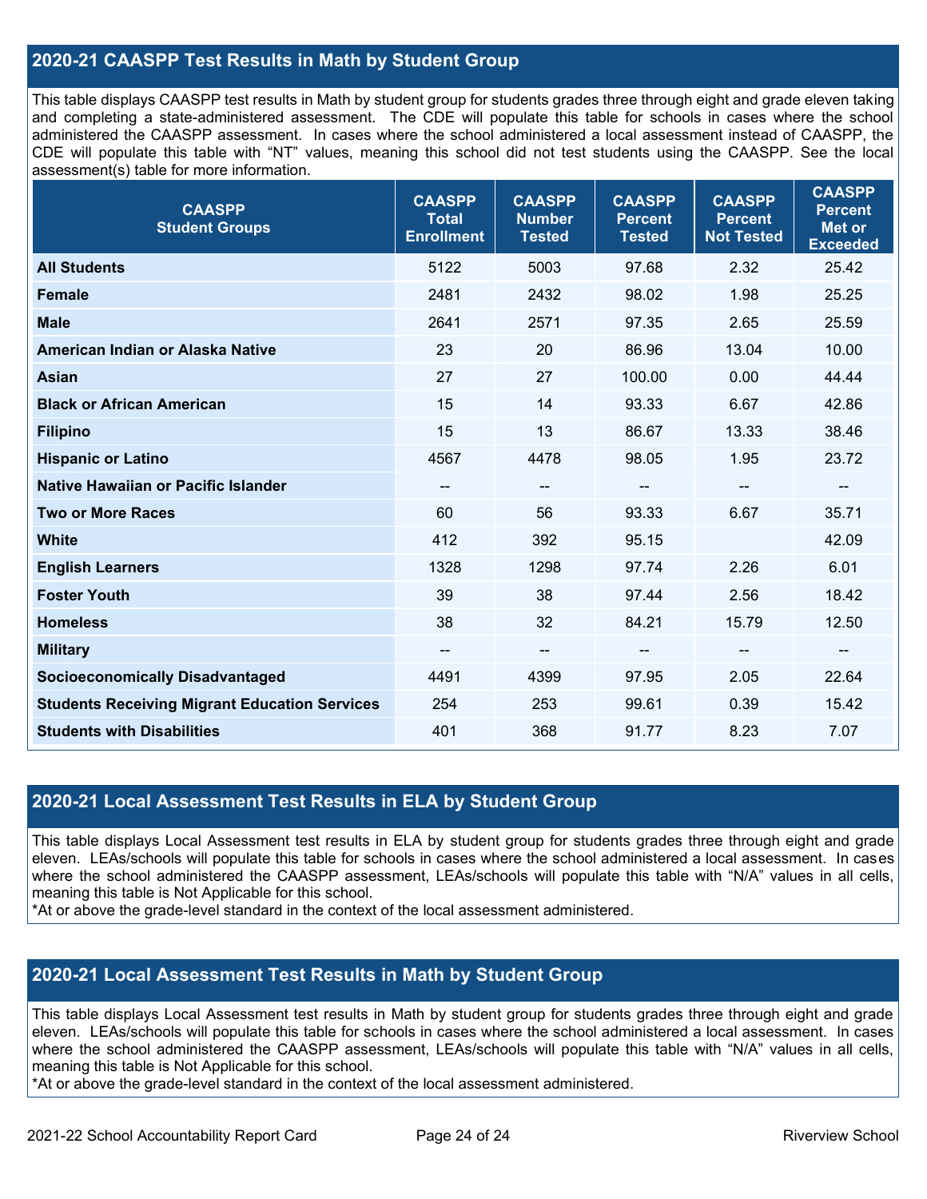## 2020-21 CAASPP Test Results in Math by Student Group

This table displays CAASPP test results in Math by student group for students grades three through eight and grade eleven taking and completing a state-administered assessment. The CDE will populate this table for schools in cases where the school administered the CAASPP assessment. In cases where the school administered a local assessment instead of CAASPP, the CDE will populate this table with "NT" values, meaning this school did not test students using the CAASPP. See the local assessment(s) table for more information.

| CAASPP Student Groups | CAASPP Total Enrollment | CAASPP Number Tested | CAASPP Percent Tested | CAASPP Percent Not Tested | CAASPP Percent Met or Exceeded |
|---|---|---|---|---|---|
| **All Students** | 5122 | 5003 | 97.68 | 2.32 | 25.42 |
| **Female** | 2481 | 2432 | 98.02 | 1.98 | 25.25 |
| **Male** | 2641 | 2571 | 97.35 | 2.65 | 25.59 |
| **American Indian or Alaska Native** | 23 | 20 | 86.96 | 13.04 | 10.00 |
| **Asian** | 27 | 27 | 100.00 | 0.00 | 44.44 |
| **Black or African American** | 15 | 14 | 93.33 | 6.67 | 42.86 |
| **Filipino** | 15 | 13 | 86.67 | 13.33 | 38.46 |
| **Hispanic or Latino** | 4567 | 4478 | 98.05 | 1.95 | 23.72 |
| **Native Hawaiian or Pacific Islander** | -- | -- | -- | -- | -- |
| **Two or More Races** | 60 | 56 | 93.33 | 6.67 | 35.71 |
| **White** | 412 | 392 | 95.15 | | 42.09 |
| **English Learners** | 1328 | 1298 | 97.74 | 2.26 | 6.01 |
| **Foster Youth** | 39 | 38 | 97.44 | 2.56 | 18.42 |
| **Homeless** | 38 | 32 | 84.21 | 15.79 | 12.50 |
| **Military** | -- | -- | -- | -- | -- |
| **Socioeconomically Disadvantaged** | 4491 | 4399 | 97.95 | 2.05 | 22.64 |
| **Students Receiving Migrant Education Services** | 254 | 253 | 99.61 | 0.39 | 15.42 |
| **Students with Disabilities** | 401 | 368 | 91.77 | 8.23 | 7.07 |

## 2020-21 Local Assessment Test Results in ELA by Student Group

This table displays Local Assessment test results in ELA by student group for students grades three through eight and grade eleven. LEAs/schools will populate this table for schools in cases where the school administered a local assessment. In cases where the school administered the CAASPP assessment, LEAs/schools will populate this table with "N/A" values in all cells, meaning this table is Not Applicable for this school.

*At or above the grade-level standard in the context of the local assessment administered.

## 2020-21 Local Assessment Test Results in Math by Student Group

This table displays Local Assessment test results in Math by student group for students grades three through eight and grade eleven. LEAs/schools will populate this table for schools in cases where the school administered a local assessment. In cases where the school administered the CAASPP assessment, LEAs/schools will populate this table with "N/A" values in all cells, meaning this table is Not Applicable for this school.

*At or above the grade-level standard in the context of the local assessment administered.